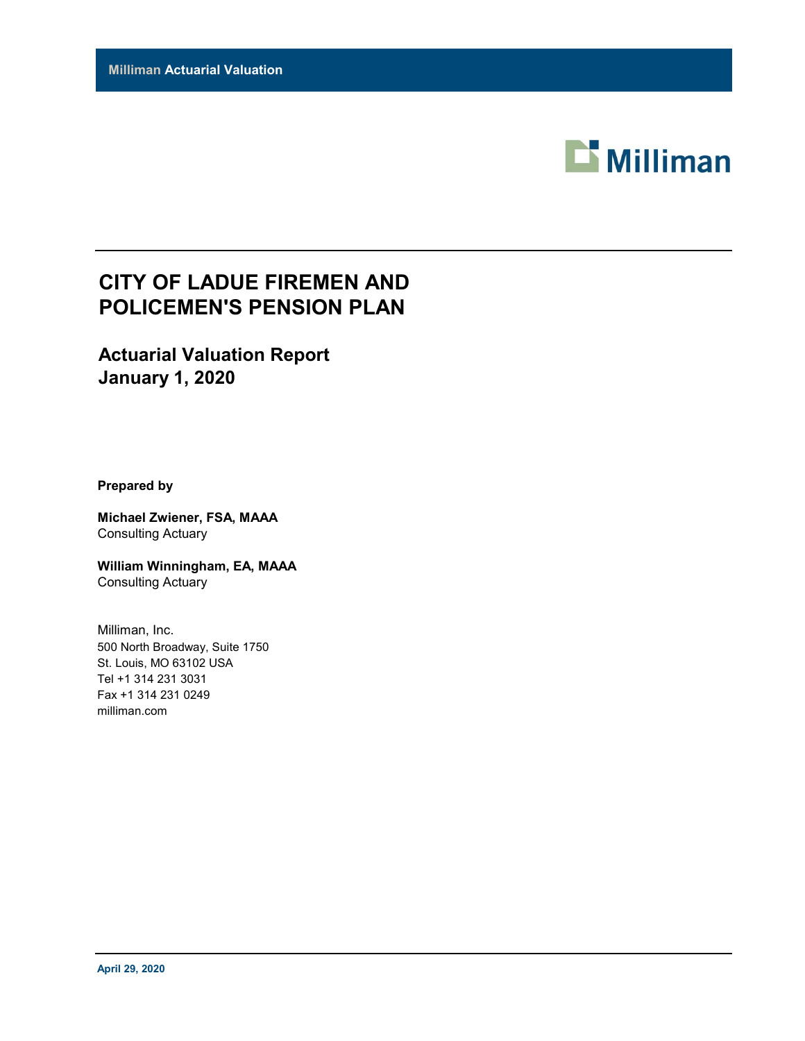**Milliman Actuarial Valuation**

Milliman

# CITY OF LADUE FIREMEN AND POLICEMEN'S PENSION PLAN

## Actuarial Valuation Report
## January 1, 2020

**Prepared by**

**Michael Zwiener, FSA, MAAA**
Consulting Actuary

**William Winningham, EA, MAAA**
Consulting Actuary

Milliman, Inc.
500 North Broadway, Suite 1750
St. Louis, MO 63102 USA
Tel +1 314 231 3031
Fax +1 314 231 0249
milliman.com

**April 29, 2020**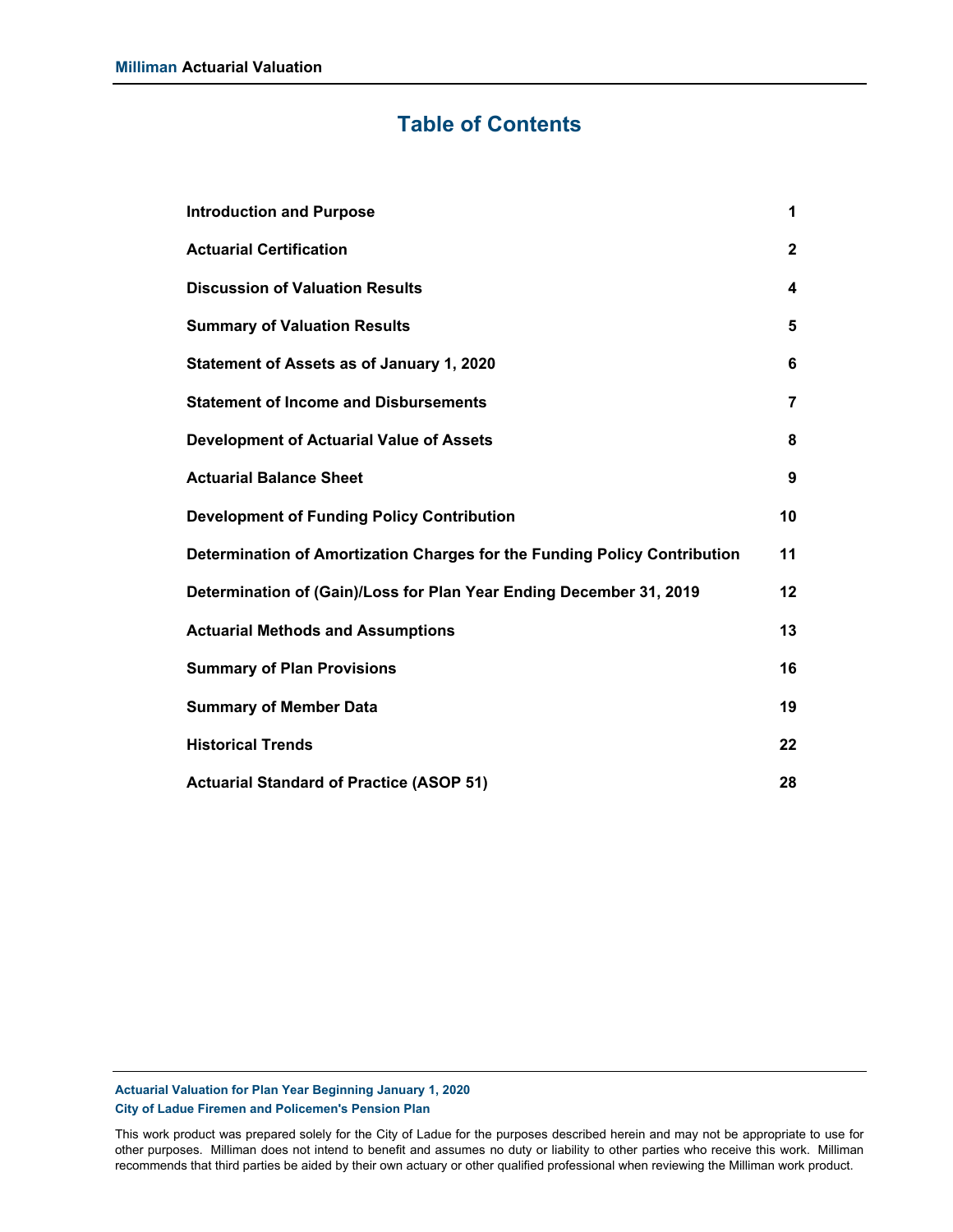# Table of Contents

| | |
|---|---|
| **Introduction and Purpose** | **1** |
| **Actuarial Certification** | **2** |
| **Discussion of Valuation Results** | **4** |
| **Summary of Valuation Results** | **5** |
| **Statement of Assets as of January 1, 2020** | **6** |
| **Statement of Income and Disbursements** | **7** |
| **Development of Actuarial Value of Assets** | **8** |
| **Actuarial Balance Sheet** | **9** |
| **Development of Funding Policy Contribution** | **10** |
| **Determination of Amortization Charges for the Funding Policy Contribution** | **11** |
| **Determination of (Gain)/Loss for Plan Year Ending December 31, 2019** | **12** |
| **Actuarial Methods and Assumptions** | **13** |
| **Summary of Plan Provisions** | **16** |
| **Summary of Member Data** | **19** |
| **Historical Trends** | **22** |
| **Actuarial Standard of Practice (ASOP 51)** | **28** |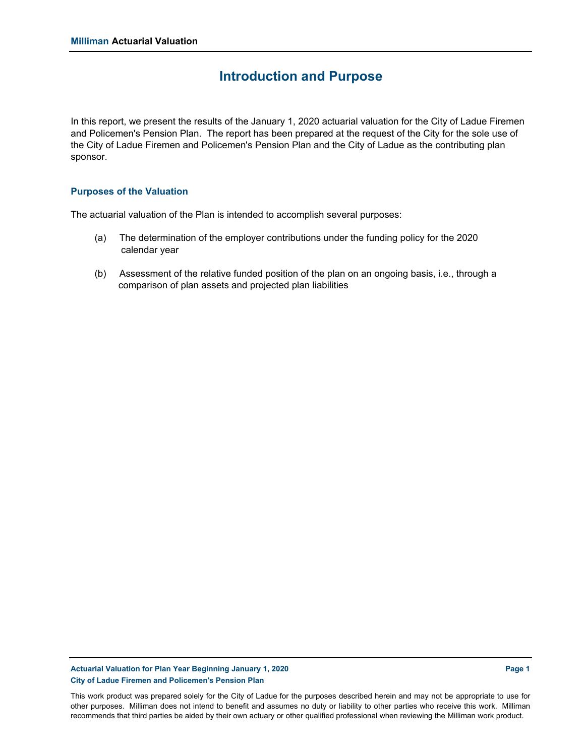# Introduction and Purpose

In this report, we present the results of the January 1, 2020 actuarial valuation for the City of Ladue Firemen and Policemen's Pension Plan. The report has been prepared at the request of the City for the sole use of the City of Ladue Firemen and Policemen's Pension Plan and the City of Ladue as the contributing plan sponsor.

## Purposes of the Valuation

The actuarial valuation of the Plan is intended to accomplish several purposes:

(a) The determination of the employer contributions under the funding policy for the 2020 calendar year

(b) Assessment of the relative funded position of the plan on an ongoing basis, i.e., through a comparison of plan assets and projected plan liabilities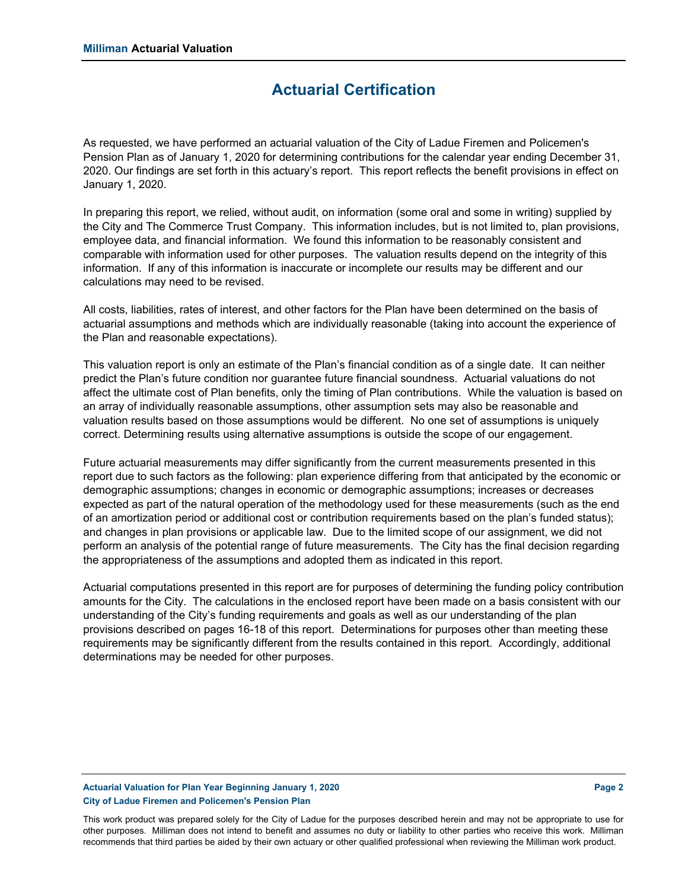# Actuarial Certification

As requested, we have performed an actuarial valuation of the City of Ladue Firemen and Policemen's Pension Plan as of January 1, 2020 for determining contributions for the calendar year ending December 31, 2020. Our findings are set forth in this actuary's report. This report reflects the benefit provisions in effect on January 1, 2020.

In preparing this report, we relied, without audit, on information (some oral and some in writing) supplied by the City and The Commerce Trust Company. This information includes, but is not limited to, plan provisions, employee data, and financial information. We found this information to be reasonably consistent and comparable with information used for other purposes. The valuation results depend on the integrity of this information. If any of this information is inaccurate or incomplete our results may be different and our calculations may need to be revised.

All costs, liabilities, rates of interest, and other factors for the Plan have been determined on the basis of actuarial assumptions and methods which are individually reasonable (taking into account the experience of the Plan and reasonable expectations).

This valuation report is only an estimate of the Plan's financial condition as of a single date. It can neither predict the Plan's future condition nor guarantee future financial soundness. Actuarial valuations do not affect the ultimate cost of Plan benefits, only the timing of Plan contributions. While the valuation is based on an array of individually reasonable assumptions, other assumption sets may also be reasonable and valuation results based on those assumptions would be different. No one set of assumptions is uniquely correct. Determining results using alternative assumptions is outside the scope of our engagement.

Future actuarial measurements may differ significantly from the current measurements presented in this report due to such factors as the following: plan experience differing from that anticipated by the economic or demographic assumptions; changes in economic or demographic assumptions; increases or decreases expected as part of the natural operation of the methodology used for these measurements (such as the end of an amortization period or additional cost or contribution requirements based on the plan's funded status); and changes in plan provisions or applicable law. Due to the limited scope of our assignment, we did not perform an analysis of the potential range of future measurements. The City has the final decision regarding the appropriateness of the assumptions and adopted them as indicated in this report.

Actuarial computations presented in this report are for purposes of determining the funding policy contribution amounts for the City. The calculations in the enclosed report have been made on a basis consistent with our understanding of the City's funding requirements and goals as well as our understanding of the plan provisions described on pages 16-18 of this report. Determinations for purposes other than meeting these requirements may be significantly different from the results contained in this report. Accordingly, additional determinations may be needed for other purposes.

This work product was prepared solely for the City of Ladue for the purposes described herein and may not be appropriate to use for other purposes. Milliman does not intend to benefit and assumes no duty or liability to other parties who receive this work. Milliman recommends that third parties be aided by their own actuary or other qualified professional when reviewing the Milliman work product.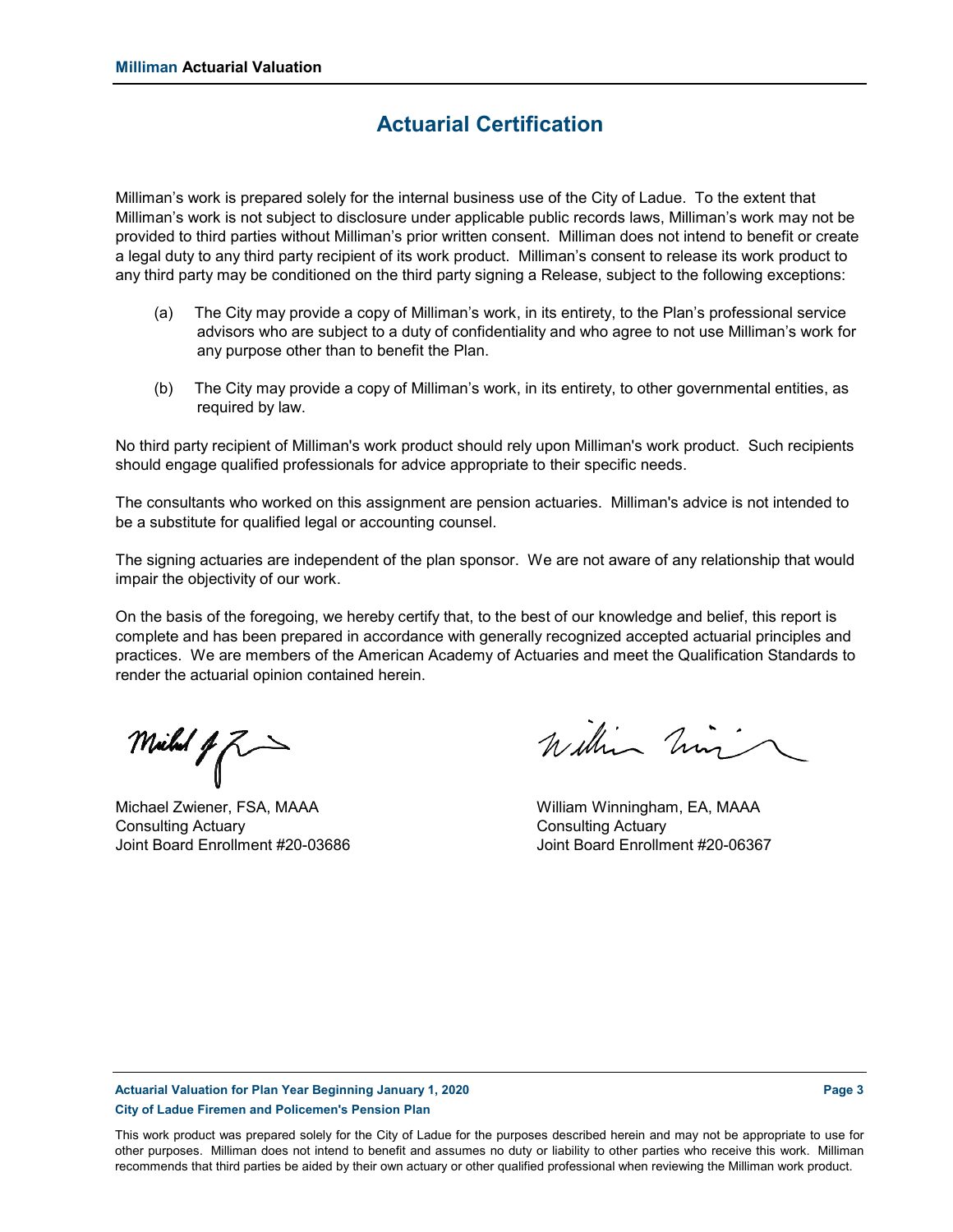# Actuarial Certification

Milliman's work is prepared solely for the internal business use of the City of Ladue. To the extent that Milliman's work is not subject to disclosure under applicable public records laws, Milliman's work may not be provided to third parties without Milliman's prior written consent. Milliman does not intend to benefit or create a legal duty to any third party recipient of its work product. Milliman's consent to release its work product to any third party may be conditioned on the third party signing a Release, subject to the following exceptions:

(a) The City may provide a copy of Milliman's work, in its entirety, to the Plan's professional service advisors who are subject to a duty of confidentiality and who agree to not use Milliman's work for any purpose other than to benefit the Plan.

(b) The City may provide a copy of Milliman's work, in its entirety, to other governmental entities, as required by law.

No third party recipient of Milliman's work product should rely upon Milliman's work product. Such recipients should engage qualified professionals for advice appropriate to their specific needs.

The consultants who worked on this assignment are pension actuaries. Milliman's advice is not intended to be a substitute for qualified legal or accounting counsel.

The signing actuaries are independent of the plan sponsor. We are not aware of any relationship that would impair the objectivity of our work.

On the basis of the foregoing, we hereby certify that, to the best of our knowledge and belief, this report is complete and has been prepared in accordance with generally recognized accepted actuarial principles and practices. We are members of the American Academy of Actuaries and meet the Qualification Standards to render the actuarial opinion contained herein.

Michael Zwiener, FSA, MAAA
Consulting Actuary
Joint Board Enrollment #20-03686

William Winningham, EA, MAAA
Consulting Actuary
Joint Board Enrollment #20-06367

This work product was prepared solely for the City of Ladue for the purposes described herein and may not be appropriate to use for other purposes. Milliman does not intend to benefit and assumes no duty or liability to other parties who receive this work. Milliman recommends that third parties be aided by their own actuary or other qualified professional when reviewing the Milliman work product.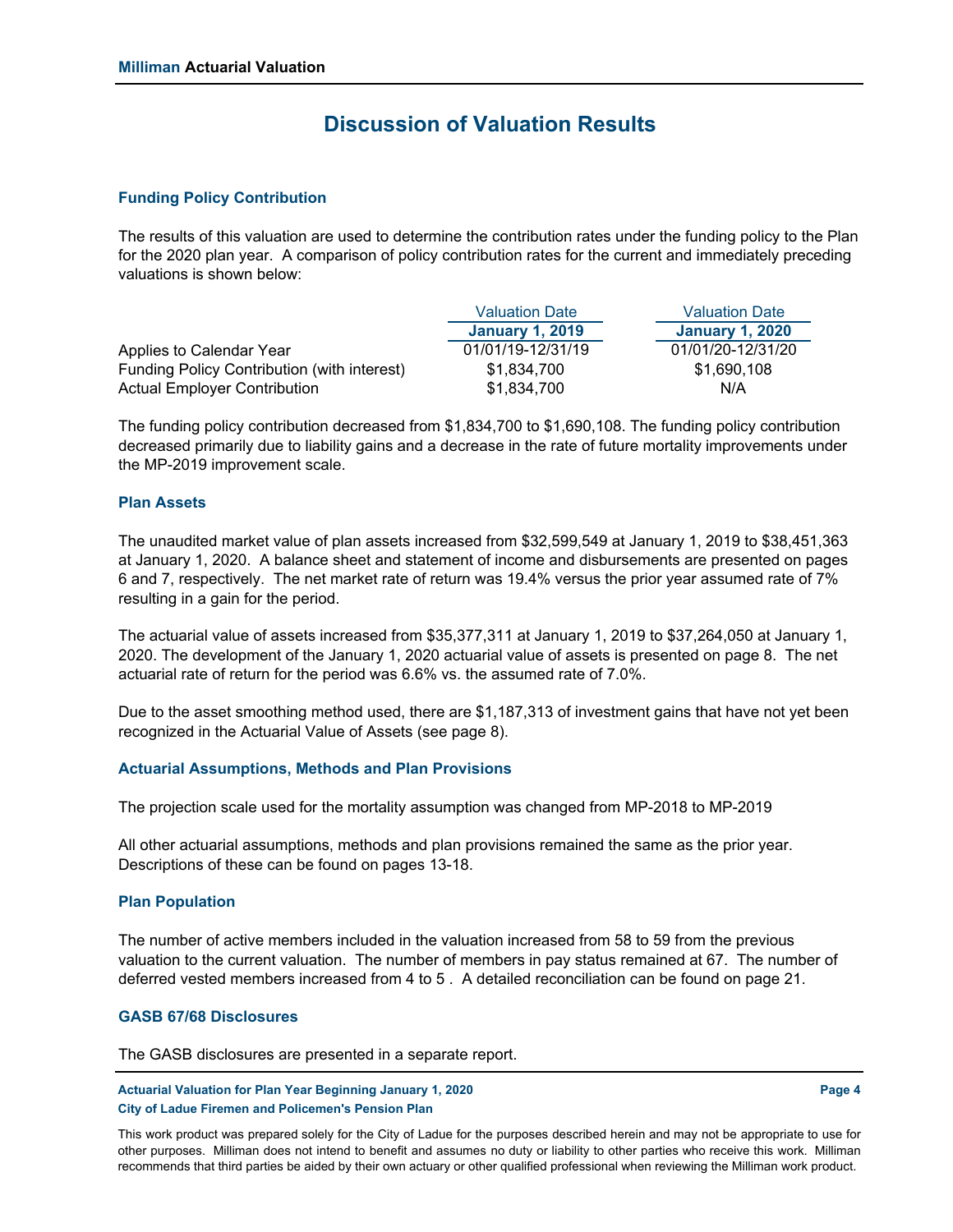# Discussion of Valuation Results

## Funding Policy Contribution

The results of this valuation are used to determine the contribution rates under the funding policy to the Plan for the 2020 plan year. A comparison of policy contribution rates for the current and immediately preceding valuations is shown below:

| | Valuation Date **January 1, 2019** | Valuation Date **January 1, 2020** |
|---|---|---|
| Applies to Calendar Year | 01/01/19-12/31/19 | 01/01/20-12/31/20 |
| Funding Policy Contribution (with interest) | $1,834,700 | $1,690,108 |
| Actual Employer Contribution | $1,834,700 | N/A |

The funding policy contribution decreased from $1,834,700 to $1,690,108. The funding policy contribution decreased primarily due to liability gains and a decrease in the rate of future mortality improvements under the MP-2019 improvement scale.

## Plan Assets

The unaudited market value of plan assets increased from $32,599,549 at January 1, 2019 to $38,451,363 at January 1, 2020. A balance sheet and statement of income and disbursements are presented on pages 6 and 7, respectively. The net market rate of return was 19.4% versus the prior year assumed rate of 7% resulting in a gain for the period.

The actuarial value of assets increased from $35,377,311 at January 1, 2019 to $37,264,050 at January 1, 2020. The development of the January 1, 2020 actuarial value of assets is presented on page 8. The net actuarial rate of return for the period was 6.6% vs. the assumed rate of 7.0%.

Due to the asset smoothing method used, there are $1,187,313 of investment gains that have not yet been recognized in the Actuarial Value of Assets (see page 8).

## Actuarial Assumptions, Methods and Plan Provisions

The projection scale used for the mortality assumption was changed from MP-2018 to MP-2019

All other actuarial assumptions, methods and plan provisions remained the same as the prior year. Descriptions of these can be found on pages 13-18.

## Plan Population

The number of active members included in the valuation increased from 58 to 59 from the previous valuation to the current valuation. The number of members in pay status remained at 67. The number of deferred vested members increased from 4 to 5 . A detailed reconciliation can be found on page 21.

## GASB 67/68 Disclosures

The GASB disclosures are presented in a separate report.

This work product was prepared solely for the City of Ladue for the purposes described herein and may not be appropriate to use for other purposes. Milliman does not intend to benefit and assumes no duty or liability to other parties who receive this work. Milliman recommends that third parties be aided by their own actuary or other qualified professional when reviewing the Milliman work product.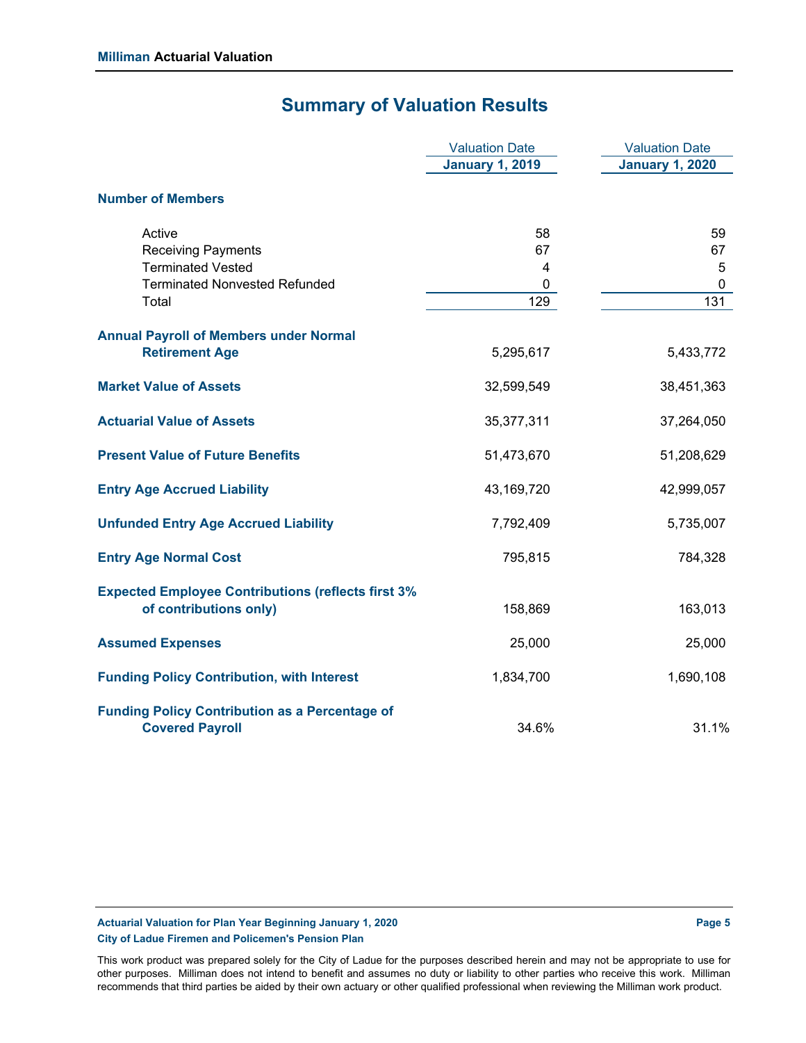## Summary of Valuation Results

| | Valuation Date January 1, 2019 | Valuation Date January 1, 2020 |
|---|---|---|
| **Number of Members** | | |
| Active | 58 | 59 |
| Receiving Payments | 67 | 67 |
| Terminated Vested | 4 | 5 |
| Terminated Nonvested Refunded | 0 | 0 |
| Total | 129 | 131 |
| **Annual Payroll of Members under Normal Retirement Age** | 5,295,617 | 5,433,772 |
| **Market Value of Assets** | 32,599,549 | 38,451,363 |
| **Actuarial Value of Assets** | 35,377,311 | 37,264,050 |
| **Present Value of Future Benefits** | 51,473,670 | 51,208,629 |
| **Entry Age Accrued Liability** | 43,169,720 | 42,999,057 |
| **Unfunded Entry Age Accrued Liability** | 7,792,409 | 5,735,007 |
| **Entry Age Normal Cost** | 795,815 | 784,328 |
| **Expected Employee Contributions (reflects first 3% of contributions only)** | 158,869 | 163,013 |
| **Assumed Expenses** | 25,000 | 25,000 |
| **Funding Policy Contribution, with Interest** | 1,834,700 | 1,690,108 |
| **Funding Policy Contribution as a Percentage of Covered Payroll** | 34.6% | 31.1% |

This work product was prepared solely for the City of Ladue for the purposes described herein and may not be appropriate to use for other purposes. Milliman does not intend to benefit and assumes no duty or liability to other parties who receive this work. Milliman recommends that third parties be aided by their own actuary or other qualified professional when reviewing the Milliman work product.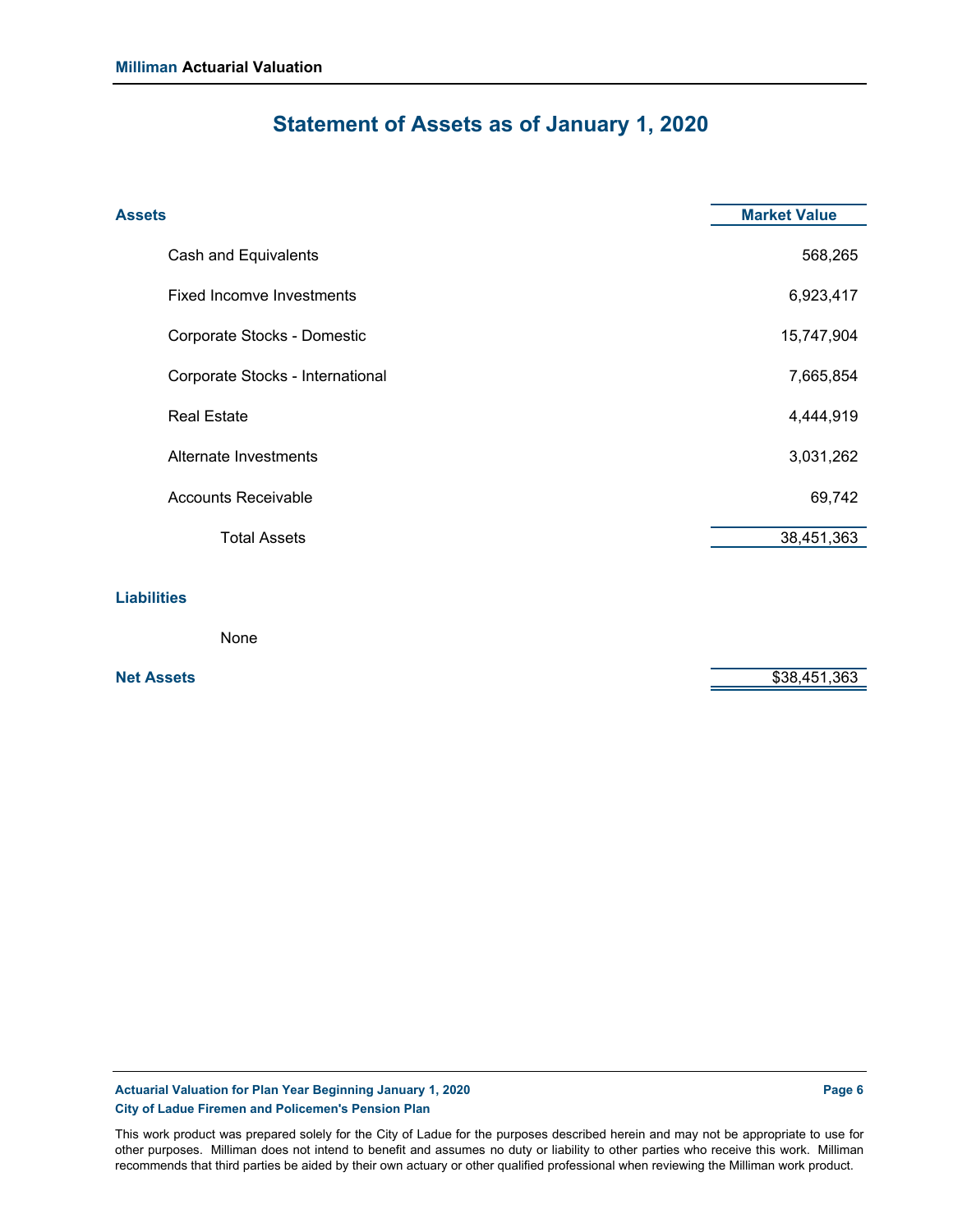# Statement of Assets as of January 1, 2020

| Assets | Market Value |
|---|---|
| Cash and Equivalents | 568,265 |
| Fixed Incomve Investments | 6,923,417 |
| Corporate Stocks - Domestic | 15,747,904 |
| Corporate Stocks - International | 7,665,854 |
| Real Estate | 4,444,919 |
| Alternate Investments | 3,031,262 |
| Accounts Receivable | 69,742 |
| Total Assets | 38,451,363 |
| **Liabilities** | |
| None | |
| **Net Assets** | $38,451,363 |

This work product was prepared solely for the City of Ladue for the purposes described herein and may not be appropriate to use for other purposes. Milliman does not intend to benefit and assumes no duty or liability to other parties who receive this work. Milliman recommends that third parties be aided by their own actuary or other qualified professional when reviewing the Milliman work product.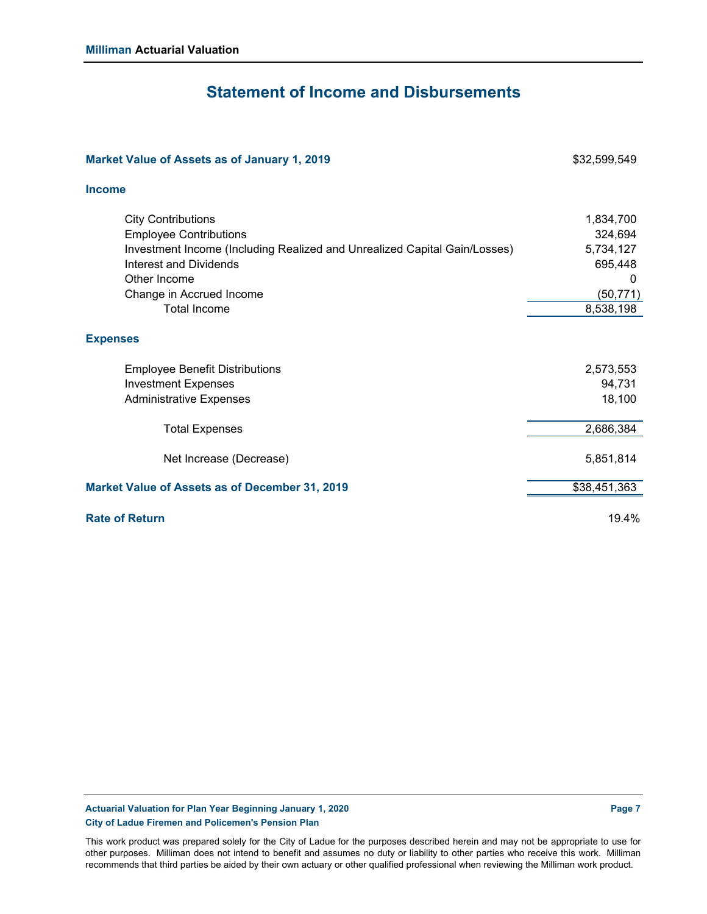# Statement of Income and Disbursements

| | |
|---|---|
| **Market Value of Assets as of January 1, 2019** | $32,599,549 |
| **Income** | |
| City Contributions | 1,834,700 |
| Employee Contributions | 324,694 |
| Investment Income (Including Realized and Unrealized Capital Gain/Losses) | 5,734,127 |
| Interest and Dividends | 695,448 |
| Other Income | 0 |
| Change in Accrued Income | (50,771) |
| Total Income | 8,538,198 |
| **Expenses** | |
| Employee Benefit Distributions | 2,573,553 |
| Investment Expenses | 94,731 |
| Administrative Expenses | 18,100 |
| Total Expenses | 2,686,384 |
| Net Increase (Decrease) | 5,851,814 |
| **Market Value of Assets as of December 31, 2019** | $38,451,363 |
| **Rate of Return** | 19.4% |

This work product was prepared solely for the City of Ladue for the purposes described herein and may not be appropriate to use for other purposes. Milliman does not intend to benefit and assumes no duty or liability to other parties who receive this work. Milliman recommends that third parties be aided by their own actuary or other qualified professional when reviewing the Milliman work product.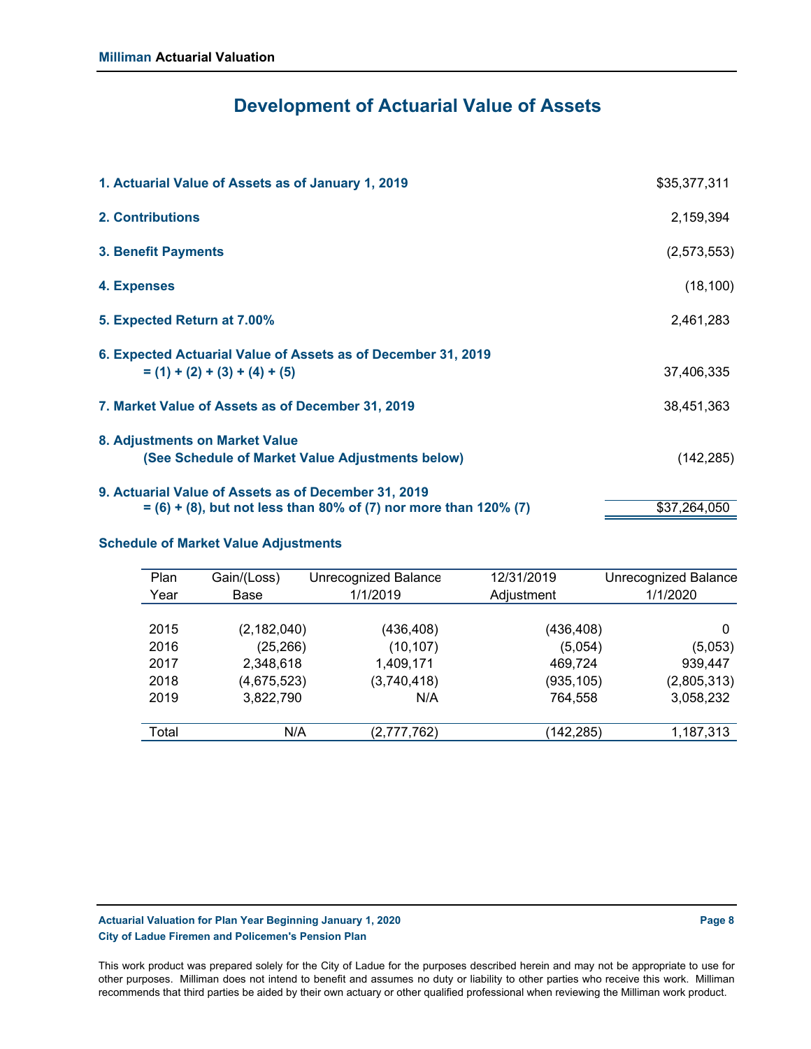# Development of Actuarial Value of Assets

| | |
|---|---:|
| **1. Actuarial Value of Assets as of January 1, 2019** | $35,377,311 |
| **2. Contributions** | 2,159,394 |
| **3. Benefit Payments** | (2,573,553) |
| **4. Expenses** | (18,100) |
| **5. Expected Return at 7.00%** | 2,461,283 |
| **6. Expected Actuarial Value of Assets as of December 31, 2019 = (1) + (2) + (3) + (4) + (5)** | 37,406,335 |
| **7. Market Value of Assets as of December 31, 2019** | 38,451,363 |
| **8. Adjustments on Market Value (See Schedule of Market Value Adjustments below)** | (142,285) |
| **9. Actuarial Value of Assets as of December 31, 2019 = (6) + (8), but not less than 80% of (7) nor more than 120% (7)** | $37,264,050 |

### Schedule of Market Value Adjustments

| Plan Year | Gain/(Loss) Base | Unrecognized Balance 1/1/2019 | 12/31/2019 Adjustment | Unrecognized Balance 1/1/2020 |
|---|---:|---:|---:|---:|
| 2015 | (2,182,040) | (436,408) | (436,408) | 0 |
| 2016 | (25,266) | (10,107) | (5,054) | (5,053) |
| 2017 | 2,348,618 | 1,409,171 | 469,724 | 939,447 |
| 2018 | (4,675,523) | (3,740,418) | (935,105) | (2,805,313) |
| 2019 | 3,822,790 | N/A | 764,558 | 3,058,232 |
| Total | N/A | (2,777,762) | (142,285) | 1,187,313 |

This work product was prepared solely for the City of Ladue for the purposes described herein and may not be appropriate to use for other purposes. Milliman does not intend to benefit and assumes no duty or liability to other parties who receive this work. Milliman recommends that third parties be aided by their own actuary or other qualified professional when reviewing the Milliman work product.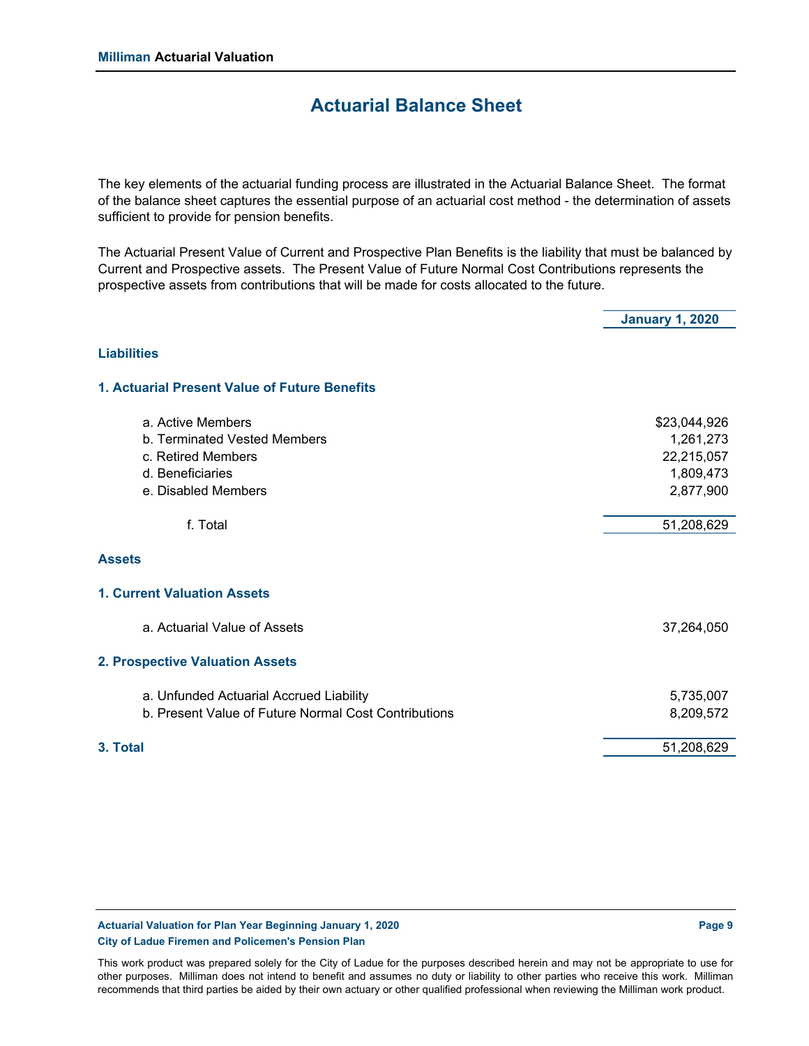# Actuarial Balance Sheet

The key elements of the actuarial funding process are illustrated in the Actuarial Balance Sheet. The format of the balance sheet captures the essential purpose of an actuarial cost method - the determination of assets sufficient to provide for pension benefits.

The Actuarial Present Value of Current and Prospective Plan Benefits is the liability that must be balanced by Current and Prospective assets. The Present Value of Future Normal Cost Contributions represents the prospective assets from contributions that will be made for costs allocated to the future.

| | January 1, 2020 |
|---|---|
| **Liabilities** | |
| **1. Actuarial Present Value of Future Benefits** | |
| a. Active Members | $23,044,926 |
| b. Terminated Vested Members | 1,261,273 |
| c. Retired Members | 22,215,057 |
| d. Beneficiaries | 1,809,473 |
| e. Disabled Members | 2,877,900 |
| f. Total | 51,208,629 |
| **Assets** | |
| **1. Current Valuation Assets** | |
| a. Actuarial Value of Assets | 37,264,050 |
| **2. Prospective Valuation Assets** | |
| a. Unfunded Actuarial Accrued Liability | 5,735,007 |
| b. Present Value of Future Normal Cost Contributions | 8,209,572 |
| **3. Total** | 51,208,629 |

This work product was prepared solely for the City of Ladue for the purposes described herein and may not be appropriate to use for other purposes. Milliman does not intend to benefit and assumes no duty or liability to other parties who receive this work. Milliman recommends that third parties be aided by their own actuary or other qualified professional when reviewing the Milliman work product.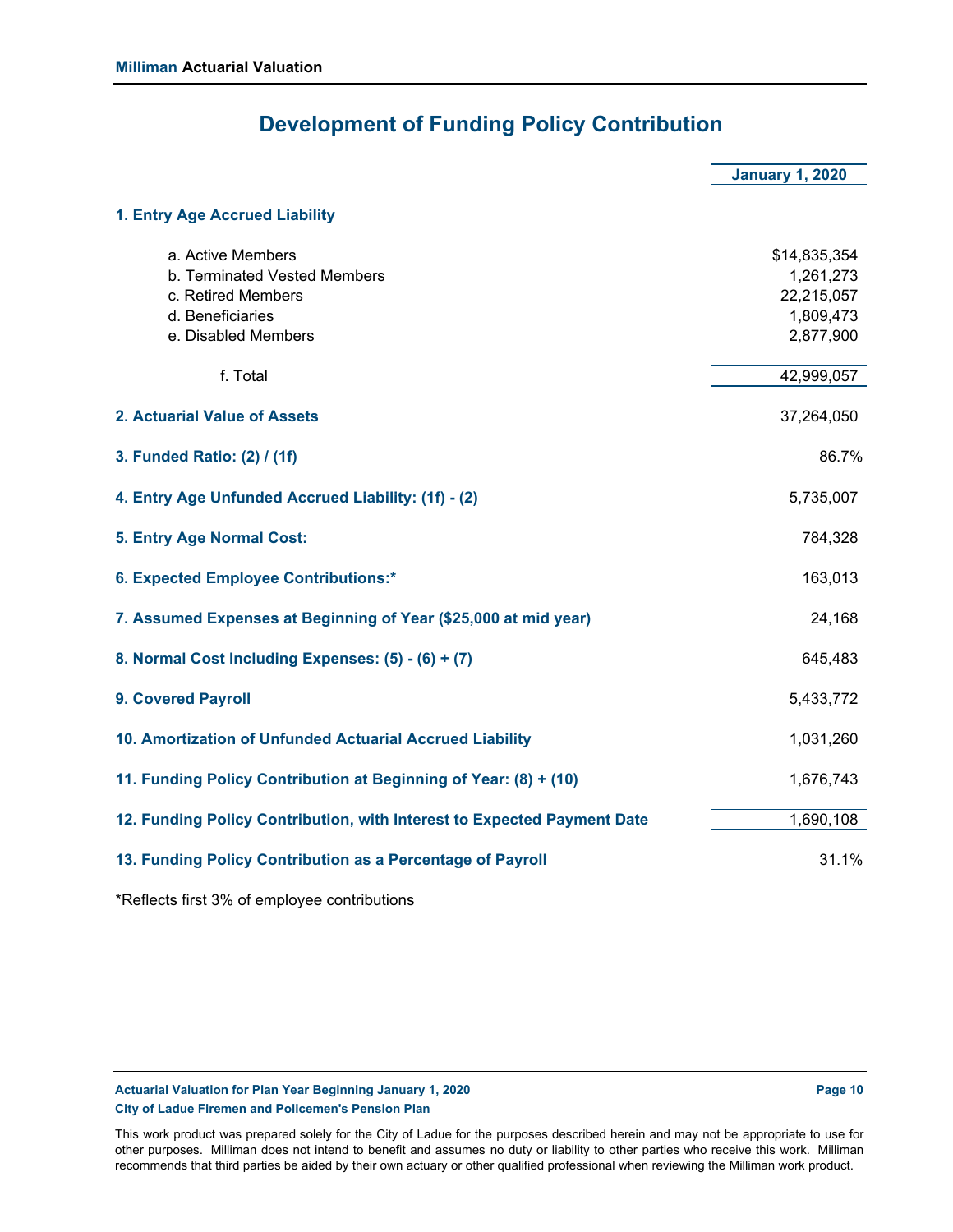# Development of Funding Policy Contribution

| | January 1, 2020 |
|---|---|
| **1. Entry Age Accrued Liability** | |
| a. Active Members | $14,835,354 |
| b. Terminated Vested Members | 1,261,273 |
| c. Retired Members | 22,215,057 |
| d. Beneficiaries | 1,809,473 |
| e. Disabled Members | 2,877,900 |
| f. Total | 42,999,057 |
| **2. Actuarial Value of Assets** | 37,264,050 |
| **3. Funded Ratio: (2) / (1f)** | 86.7% |
| **4. Entry Age Unfunded Accrued Liability: (1f) - (2)** | 5,735,007 |
| **5. Entry Age Normal Cost:** | 784,328 |
| **6. Expected Employee Contributions:*** | 163,013 |
| **7. Assumed Expenses at Beginning of Year ($25,000 at mid year)** | 24,168 |
| **8. Normal Cost Including Expenses: (5) - (6) + (7)** | 645,483 |
| **9. Covered Payroll** | 5,433,772 |
| **10. Amortization of Unfunded Actuarial Accrued Liability** | 1,031,260 |
| **11. Funding Policy Contribution at Beginning of Year: (8) + (10)** | 1,676,743 |
| **12. Funding Policy Contribution, with Interest to Expected Payment Date** | 1,690,108 |
| **13. Funding Policy Contribution as a Percentage of Payroll** | 31.1% |

*Reflects first 3% of employee contributions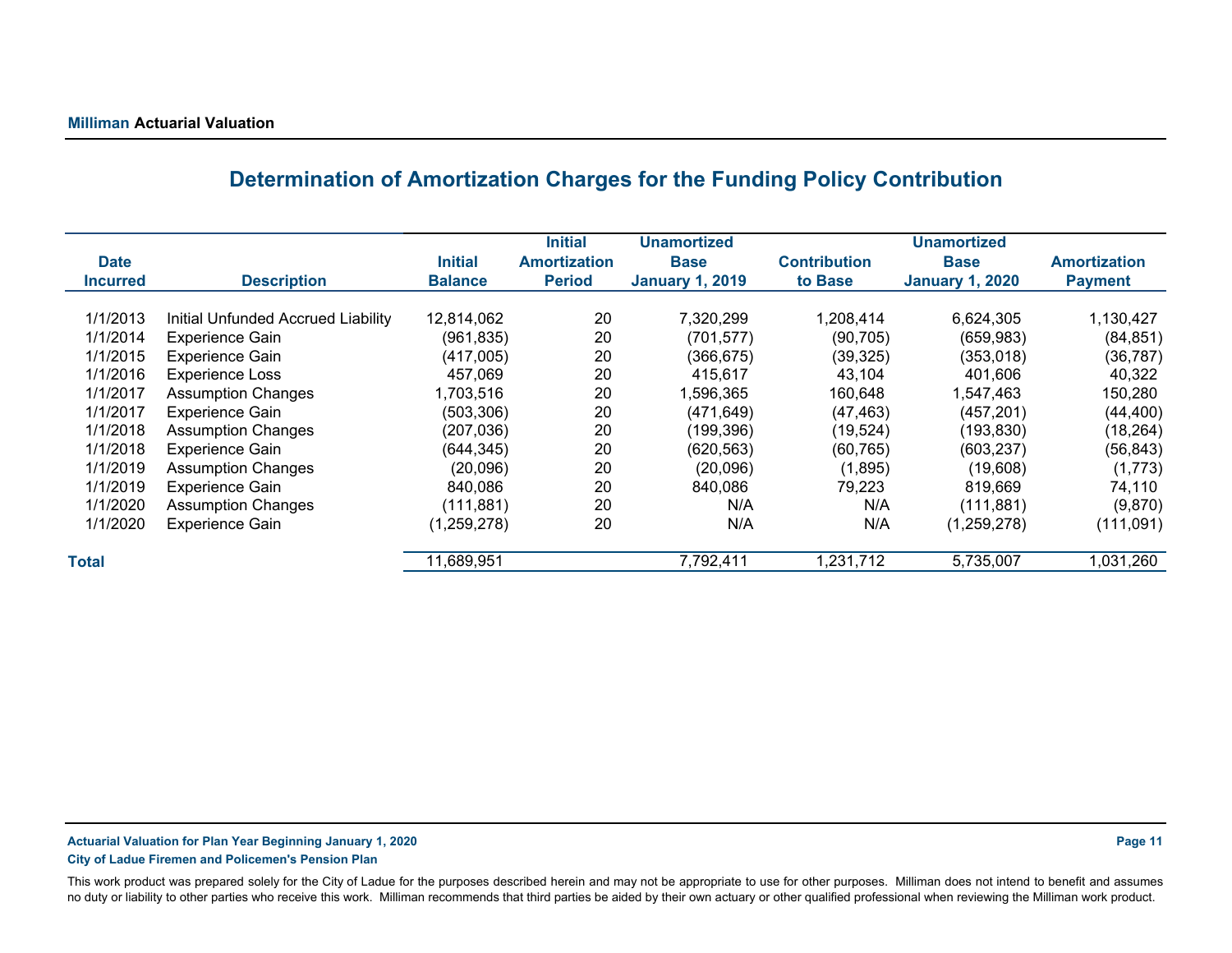# Determination of Amortization Charges for the Funding Policy Contribution

| Date Incurred | Description | Initial Balance | Initial Amortization Period | Unamortized Base January 1, 2019 | Contribution to Base | Unamortized Base January 1, 2020 | Amortization Payment |
|---|---|---|---|---|---|---|---|
| 1/1/2013 | Initial Unfunded Accrued Liability | 12,814,062 | 20 | 7,320,299 | 1,208,414 | 6,624,305 | 1,130,427 |
| 1/1/2014 | Experience Gain | (961,835) | 20 | (701,577) | (90,705) | (659,983) | (84,851) |
| 1/1/2015 | Experience Gain | (417,005) | 20 | (366,675) | (39,325) | (353,018) | (36,787) |
| 1/1/2016 | Experience Loss | 457,069 | 20 | 415,617 | 43,104 | 401,606 | 40,322 |
| 1/1/2017 | Assumption Changes | 1,703,516 | 20 | 1,596,365 | 160,648 | 1,547,463 | 150,280 |
| 1/1/2017 | Experience Gain | (503,306) | 20 | (471,649) | (47,463) | (457,201) | (44,400) |
| 1/1/2018 | Assumption Changes | (207,036) | 20 | (199,396) | (19,524) | (193,830) | (18,264) |
| 1/1/2018 | Experience Gain | (644,345) | 20 | (620,563) | (60,765) | (603,237) | (56,843) |
| 1/1/2019 | Assumption Changes | (20,096) | 20 | (20,096) | (1,895) | (19,608) | (1,773) |
| 1/1/2019 | Experience Gain | 840,086 | 20 | 840,086 | 79,223 | 819,669 | 74,110 |
| 1/1/2020 | Assumption Changes | (111,881) | 20 | N/A | N/A | (111,881) | (9,870) |
| 1/1/2020 | Experience Gain | (1,259,278) | 20 | N/A | N/A | (1,259,278) | (111,091) |
| **Total** | | 11,689,951 | | 7,792,411 | 1,231,712 | 5,735,007 | 1,031,260 |

This work product was prepared solely for the City of Ladue for the purposes described herein and may not be appropriate to use for other purposes. Milliman does not intend to benefit and assumes no duty or liability to other parties who receive this work. Milliman recommends that third parties be aided by their own actuary or other qualified professional when reviewing the Milliman work product.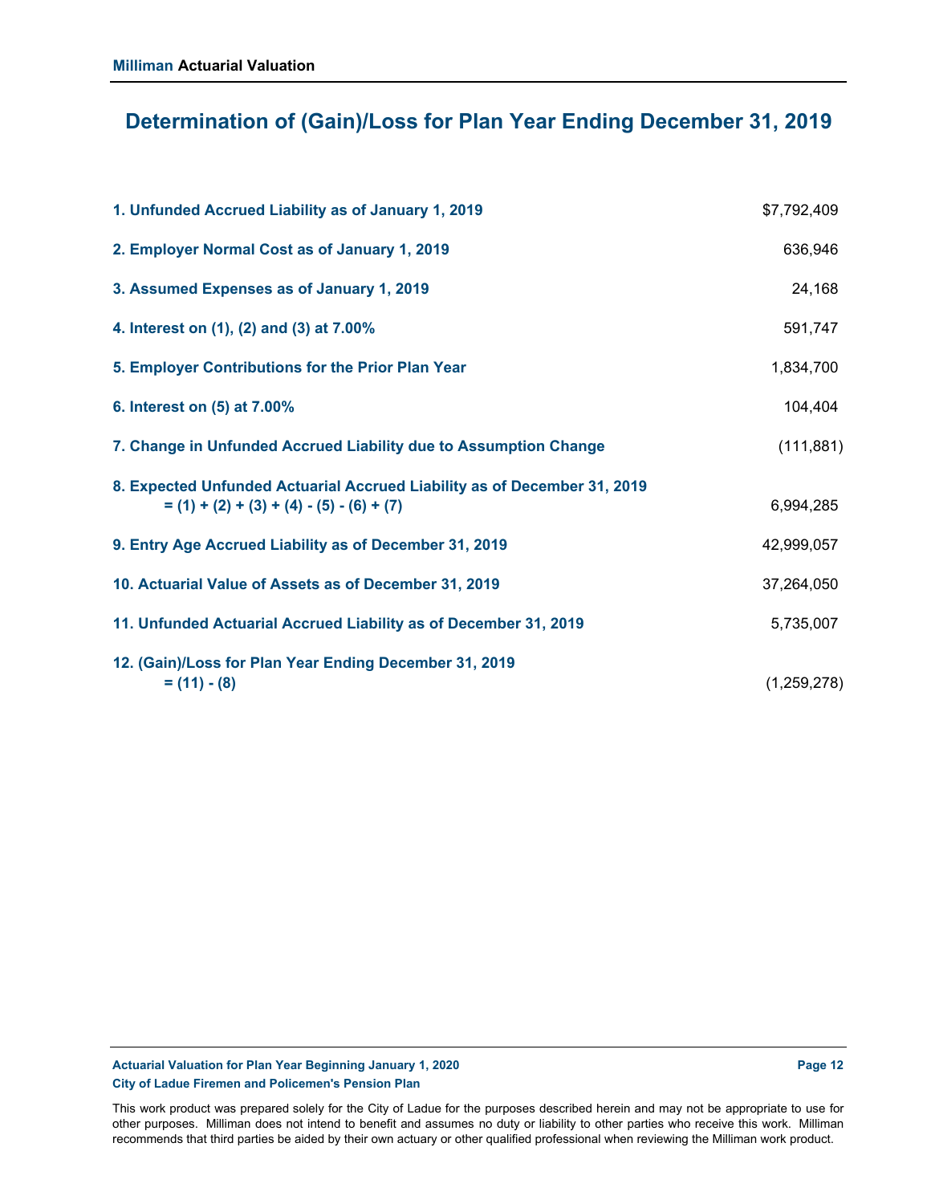# Determination of (Gain)/Loss for Plan Year Ending December 31, 2019

| | |
|---|---|
| **1. Unfunded Accrued Liability as of January 1, 2019** | $7,792,409 |
| **2. Employer Normal Cost as of January 1, 2019** | 636,946 |
| **3. Assumed Expenses as of January 1, 2019** | 24,168 |
| **4. Interest on (1), (2) and (3) at 7.00%** | 591,747 |
| **5. Employer Contributions for the Prior Plan Year** | 1,834,700 |
| **6. Interest on (5) at 7.00%** | 104,404 |
| **7. Change in Unfunded Accrued Liability due to Assumption Change** | (111,881) |
| **8. Expected Unfunded Actuarial Accrued Liability as of December 31, 2019 = (1) + (2) + (3) + (4) - (5) - (6) + (7)** | 6,994,285 |
| **9. Entry Age Accrued Liability as of December 31, 2019** | 42,999,057 |
| **10. Actuarial Value of Assets as of December 31, 2019** | 37,264,050 |
| **11. Unfunded Actuarial Accrued Liability as of December 31, 2019** | 5,735,007 |
| **12. (Gain)/Loss for Plan Year Ending December 31, 2019 = (11) - (8)** | (1,259,278) |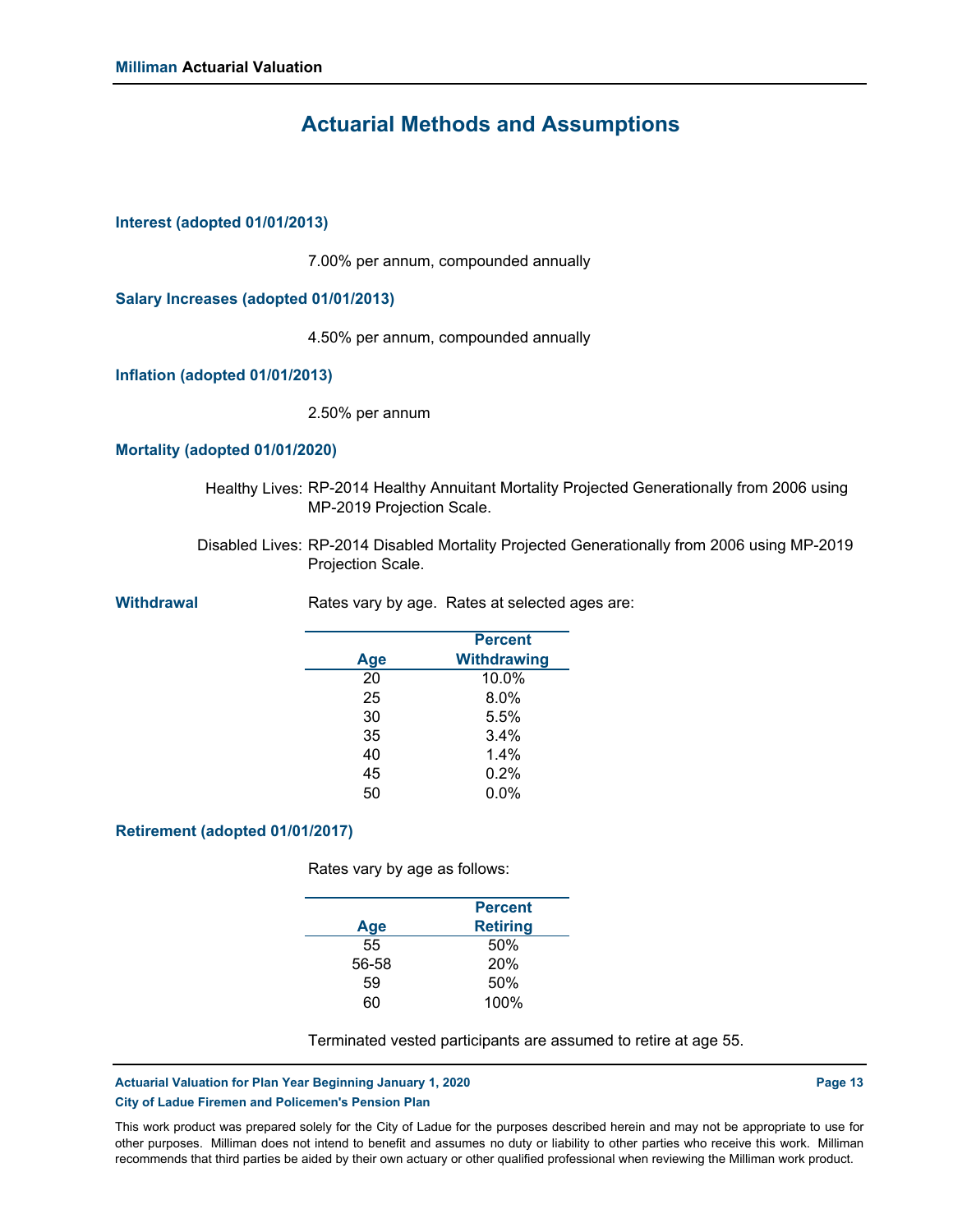# Actuarial Methods and Assumptions

### Interest (adopted 01/01/2013)

7.00% per annum, compounded annually

### Salary Increases (adopted 01/01/2013)

4.50% per annum, compounded annually

### Inflation (adopted 01/01/2013)

2.50% per annum

### Mortality (adopted 01/01/2020)

Healthy Lives: RP-2014 Healthy Annuitant Mortality Projected Generationally from 2006 using MP-2019 Projection Scale.

Disabled Lives: RP-2014 Disabled Mortality Projected Generationally from 2006 using MP-2019 Projection Scale.

### Withdrawal

Rates vary by age. Rates at selected ages are:

| Age | Percent Withdrawing |
|---|---|
| 20 | 10.0% |
| 25 | 8.0% |
| 30 | 5.5% |
| 35 | 3.4% |
| 40 | 1.4% |
| 45 | 0.2% |
| 50 | 0.0% |

### Retirement (adopted 01/01/2017)

Rates vary by age as follows:

| Age | Percent Retiring |
|---|---|
| 55 | 50% |
| 56-58 | 20% |
| 59 | 50% |
| 60 | 100% |

Terminated vested participants are assumed to retire at age 55.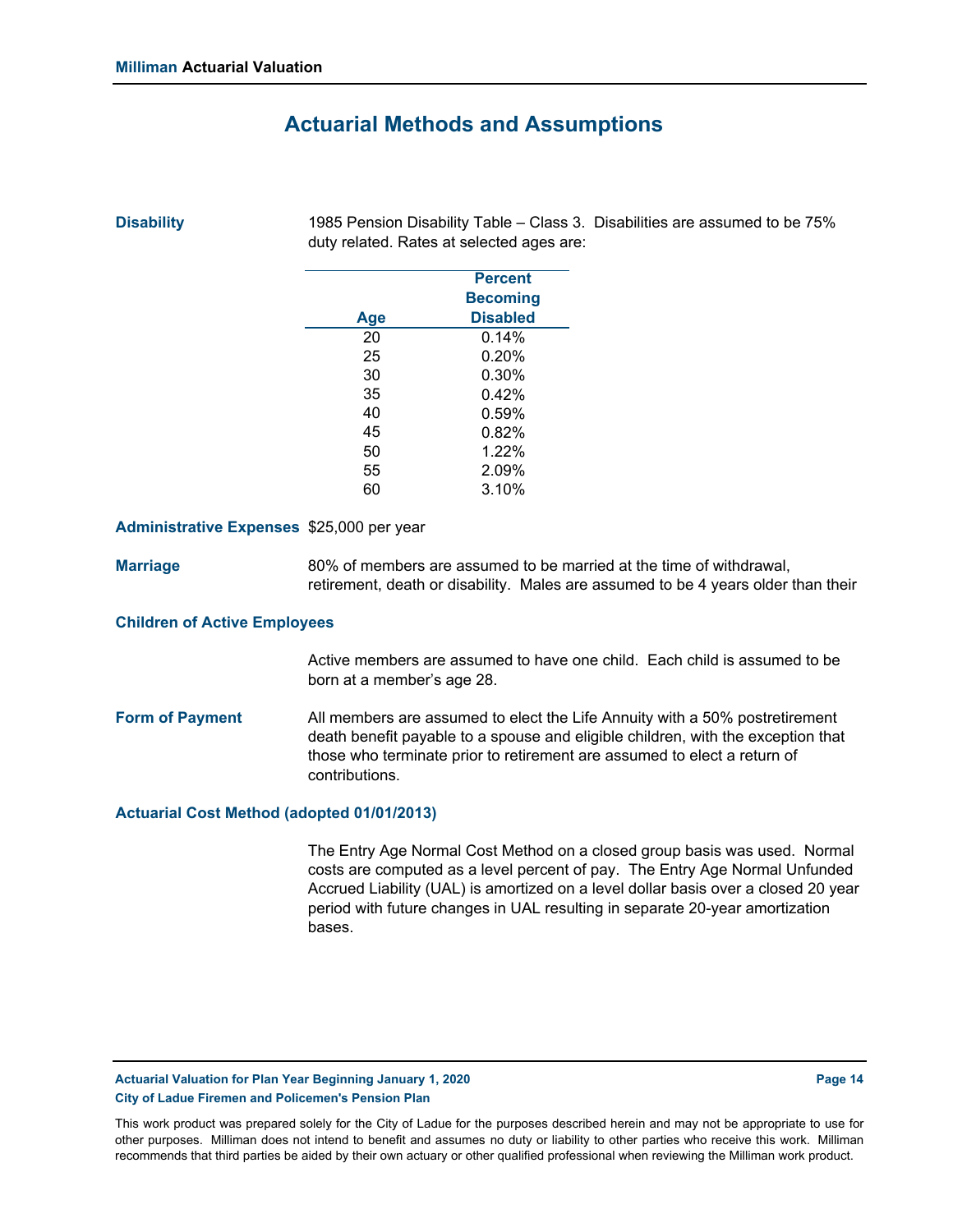# Actuarial Methods and Assumptions

**Disability**

1985 Pension Disability Table – Class 3. Disabilities are assumed to be 75% duty related. Rates at selected ages are:

| Age | Percent Becoming Disabled |
|---|---|
| 20 | 0.14% |
| 25 | 0.20% |
| 30 | 0.30% |
| 35 | 0.42% |
| 40 | 0.59% |
| 45 | 0.82% |
| 50 | 1.22% |
| 55 | 2.09% |
| 60 | 3.10% |

**Administrative Expenses**

$25,000 per year

**Marriage**

80% of members are assumed to be married at the time of withdrawal, retirement, death or disability. Males are assumed to be 4 years older than their

**Children of Active Employees**

Active members are assumed to have one child. Each child is assumed to be born at a member's age 28.

**Form of Payment**

All members are assumed to elect the Life Annuity with a 50% postretirement death benefit payable to a spouse and eligible children, with the exception that those who terminate prior to retirement are assumed to elect a return of contributions.

**Actuarial Cost Method (adopted 01/01/2013)**

The Entry Age Normal Cost Method on a closed group basis was used. Normal costs are computed as a level percent of pay. The Entry Age Normal Unfunded Accrued Liability (UAL) is amortized on a level dollar basis over a closed 20 year period with future changes in UAL resulting in separate 20-year amortization bases.

This work product was prepared solely for the City of Ladue for the purposes described herein and may not be appropriate to use for other purposes. Milliman does not intend to benefit and assumes no duty or liability to other parties who receive this work. Milliman recommends that third parties be aided by their own actuary or other qualified professional when reviewing the Milliman work product.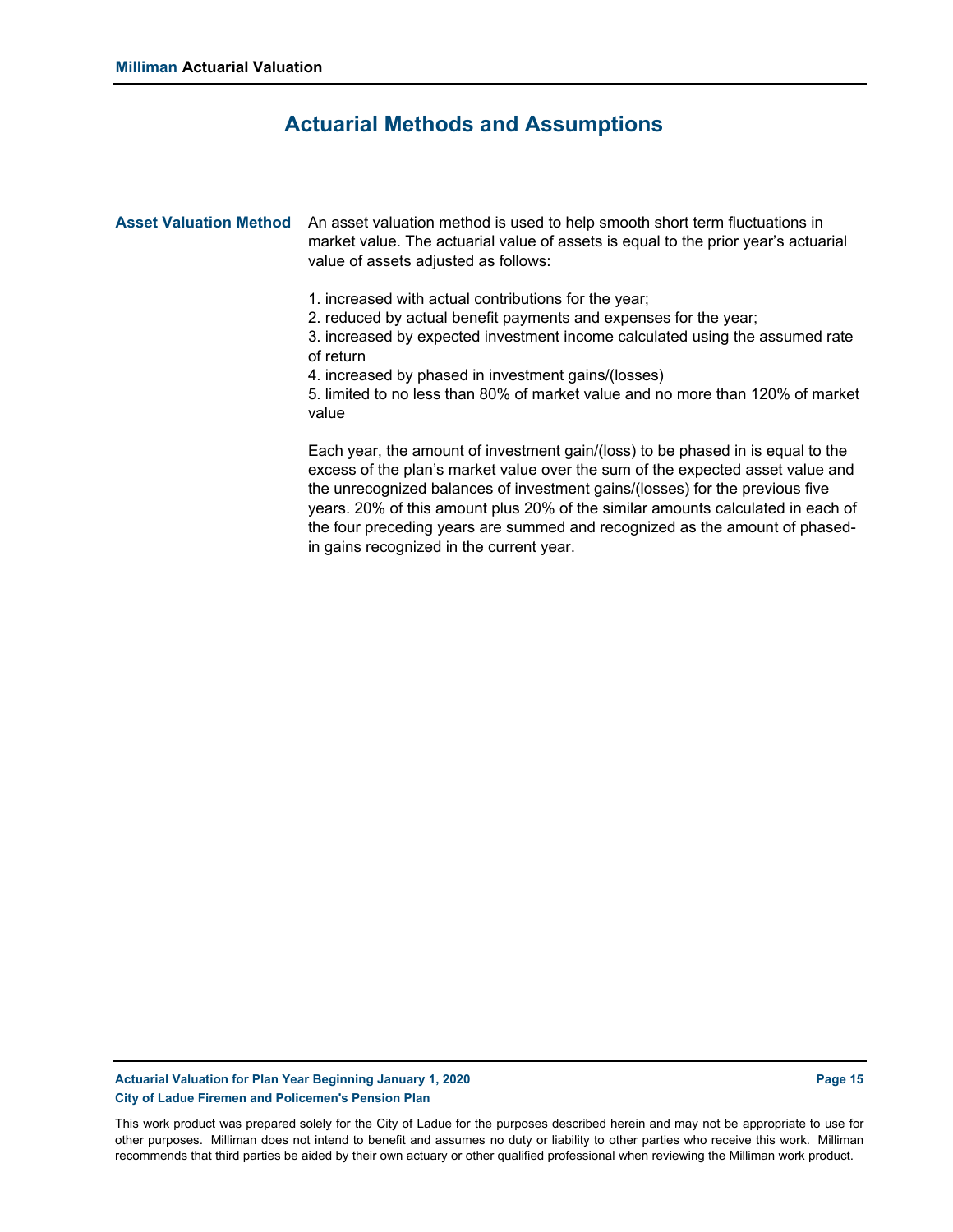# Actuarial Methods and Assumptions

**Asset Valuation Method**

An asset valuation method is used to help smooth short term fluctuations in market value. The actuarial value of assets is equal to the prior year's actuarial value of assets adjusted as follows:

1. increased with actual contributions for the year;
2. reduced by actual benefit payments and expenses for the year;
3. increased by expected investment income calculated using the assumed rate of return
4. increased by phased in investment gains/(losses)
5. limited to no less than 80% of market value and no more than 120% of market value

Each year, the amount of investment gain/(loss) to be phased in is equal to the excess of the plan's market value over the sum of the expected asset value and the unrecognized balances of investment gains/(losses) for the previous five years. 20% of this amount plus 20% of the similar amounts calculated in each of the four preceding years are summed and recognized as the amount of phased-in gains recognized in the current year.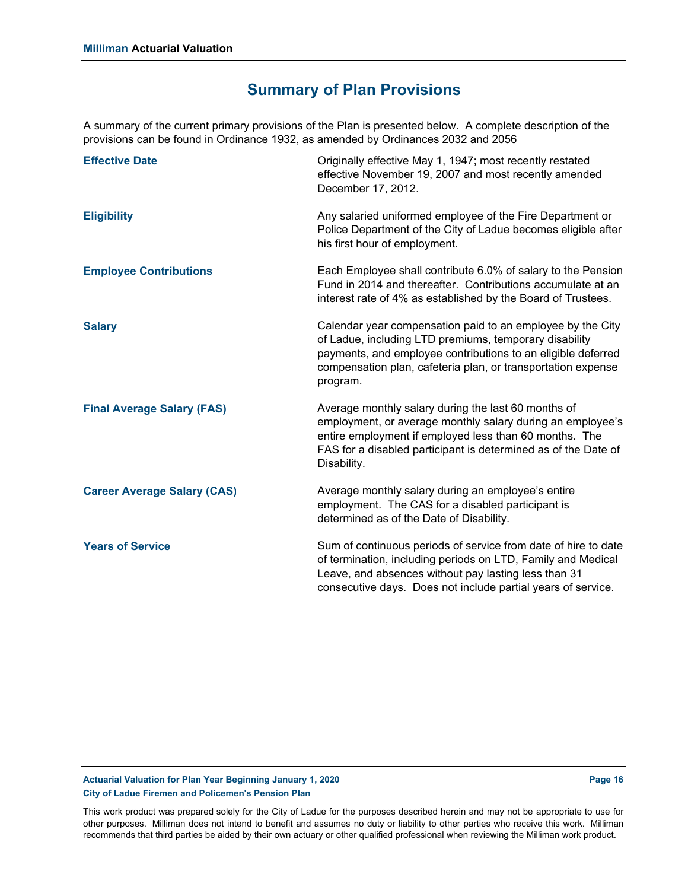# Summary of Plan Provisions

A summary of the current primary provisions of the Plan is presented below. A complete description of the provisions can be found in Ordinance 1932, as amended by Ordinances 2032 and 2056

**Effective Date**

Originally effective May 1, 1947; most recently restated effective November 19, 2007 and most recently amended December 17, 2012.

**Eligibility**

Any salaried uniformed employee of the Fire Department or Police Department of the City of Ladue becomes eligible after his first hour of employment.

**Employee Contributions**

Each Employee shall contribute 6.0% of salary to the Pension Fund in 2014 and thereafter. Contributions accumulate at an interest rate of 4% as established by the Board of Trustees.

**Salary**

Calendar year compensation paid to an employee by the City of Ladue, including LTD premiums, temporary disability payments, and employee contributions to an eligible deferred compensation plan, cafeteria plan, or transportation expense program.

**Final Average Salary (FAS)**

Average monthly salary during the last 60 months of employment, or average monthly salary during an employee's entire employment if employed less than 60 months. The FAS for a disabled participant is determined as of the Date of Disability.

**Career Average Salary (CAS)**

Average monthly salary during an employee's entire employment. The CAS for a disabled participant is determined as of the Date of Disability.

**Years of Service**

Sum of continuous periods of service from date of hire to date of termination, including periods on LTD, Family and Medical Leave, and absences without pay lasting less than 31 consecutive days. Does not include partial years of service.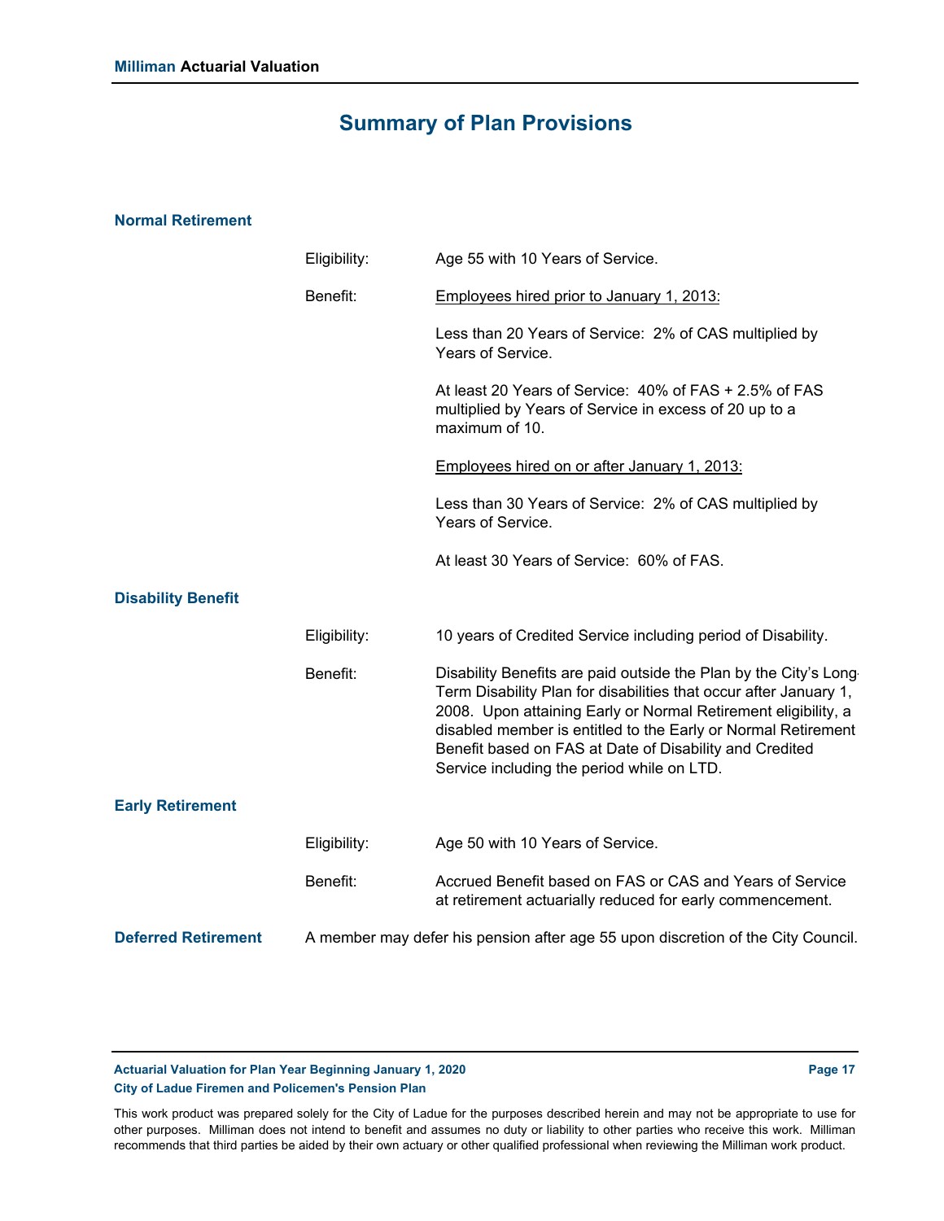# Summary of Plan Provisions

## Normal Retirement

**Eligibility:** Age 55 with 10 Years of Service.

**Benefit:**

Employees hired prior to January 1, 2013:

Less than 20 Years of Service: 2% of CAS multiplied by Years of Service.

At least 20 Years of Service: 40% of FAS + 2.5% of FAS multiplied by Years of Service in excess of 20 up to a maximum of 10.

Employees hired on or after January 1, 2013:

Less than 30 Years of Service: 2% of CAS multiplied by Years of Service.

At least 30 Years of Service: 60% of FAS.

## Disability Benefit

**Eligibility:** 10 years of Credited Service including period of Disability.

**Benefit:** Disability Benefits are paid outside the Plan by the City's Long-Term Disability Plan for disabilities that occur after January 1, 2008. Upon attaining Early or Normal Retirement eligibility, a disabled member is entitled to the Early or Normal Retirement Benefit based on FAS at Date of Disability and Credited Service including the period while on LTD.

## Early Retirement

**Eligibility:** Age 50 with 10 Years of Service.

**Benefit:** Accrued Benefit based on FAS or CAS and Years of Service at retirement actuarially reduced for early commencement.

## Deferred Retirement

A member may defer his pension after age 55 upon discretion of the City Council.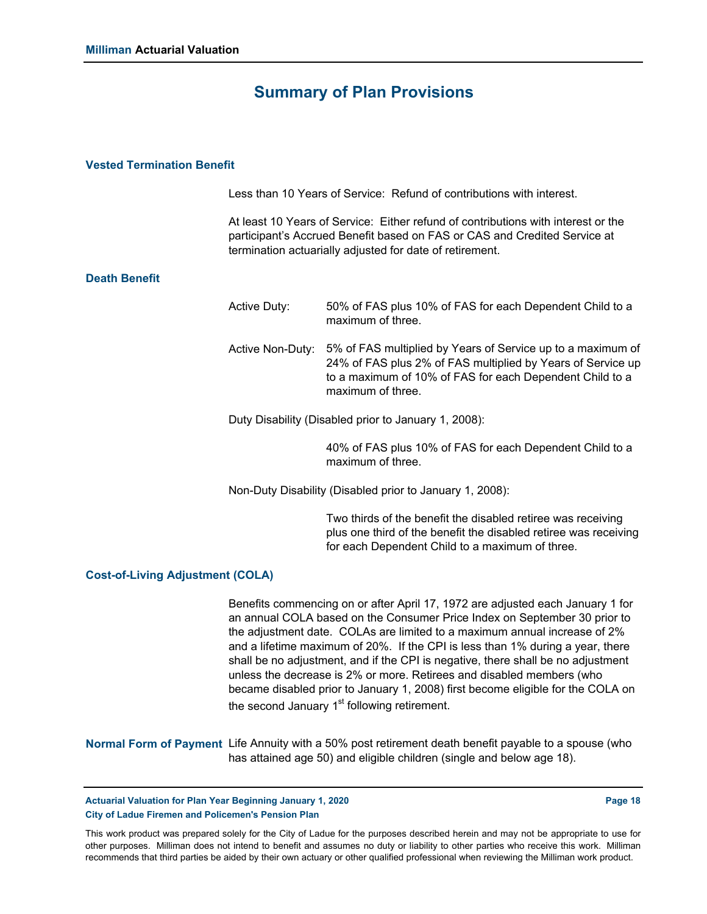## Summary of Plan Provisions

### Vested Termination Benefit

Less than 10 Years of Service: Refund of contributions with interest.

At least 10 Years of Service: Either refund of contributions with interest or the participant's Accrued Benefit based on FAS or CAS and Credited Service at termination actuarially adjusted for date of retirement.

### Death Benefit

Active Duty: 50% of FAS plus 10% of FAS for each Dependent Child to a maximum of three.

Active Non-Duty: 5% of FAS multiplied by Years of Service up to a maximum of 24% of FAS plus 2% of FAS multiplied by Years of Service up to a maximum of 10% of FAS for each Dependent Child to a maximum of three.

Duty Disability (Disabled prior to January 1, 2008):

40% of FAS plus 10% of FAS for each Dependent Child to a maximum of three.

Non-Duty Disability (Disabled prior to January 1, 2008):

Two thirds of the benefit the disabled retiree was receiving plus one third of the benefit the disabled retiree was receiving for each Dependent Child to a maximum of three.

### Cost-of-Living Adjustment (COLA)

Benefits commencing on or after April 17, 1972 are adjusted each January 1 for an annual COLA based on the Consumer Price Index on September 30 prior to the adjustment date. COLAs are limited to a maximum annual increase of 2% and a lifetime maximum of 20%. If the CPI is less than 1% during a year, there shall be no adjustment, and if the CPI is negative, there shall be no adjustment unless the decrease is 2% or more. Retirees and disabled members (who became disabled prior to January 1, 2008) first become eligible for the COLA on the second January 1st following retirement.

### Normal Form of Payment

Life Annuity with a 50% post retirement death benefit payable to a spouse (who has attained age 50) and eligible children (single and below age 18).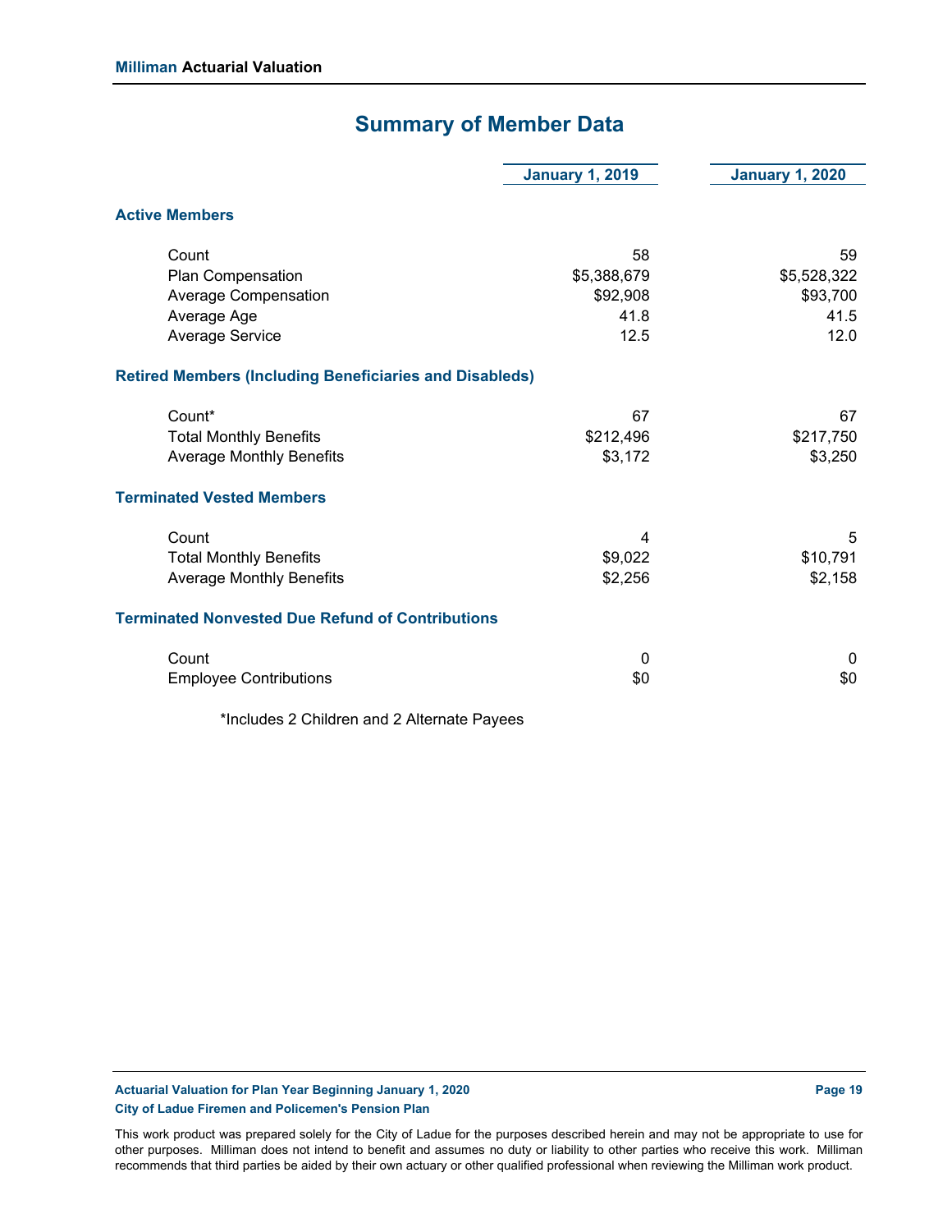# Summary of Member Data

| | January 1, 2019 | January 1, 2020 |
|---|---|---|
| **Active Members** | | |
| Count | 58 | 59 |
| Plan Compensation | $5,388,679 | $5,528,322 |
| Average Compensation | $92,908 | $93,700 |
| Average Age | 41.8 | 41.5 |
| Average Service | 12.5 | 12.0 |
| **Retired Members (Including Beneficiaries and Disableds)** | | |
| Count* | 67 | 67 |
| Total Monthly Benefits | $212,496 | $217,750 |
| Average Monthly Benefits | $3,172 | $3,250 |
| **Terminated Vested Members** | | |
| Count | 4 | 5 |
| Total Monthly Benefits | $9,022 | $10,791 |
| Average Monthly Benefits | $2,256 | $2,158 |
| **Terminated Nonvested Due Refund of Contributions** | | |
| Count | 0 | 0 |
| Employee Contributions | $0 | $0 |

*Includes 2 Children and 2 Alternate Payees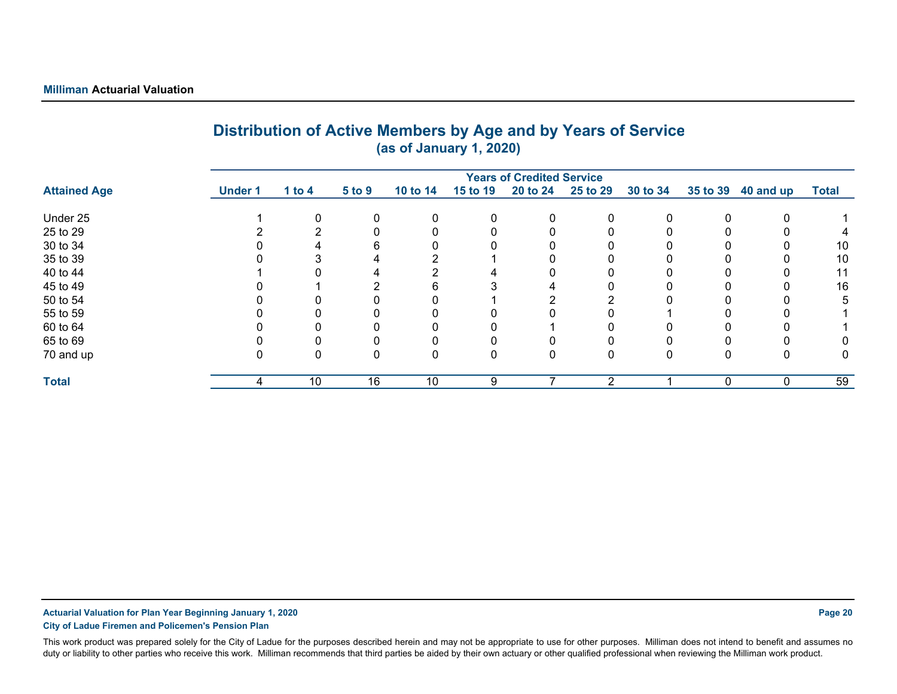## Distribution of Active Members by Age and by Years of Service

**(as of January 1, 2020)**

| | Years of Credited Service | | | | | | | | | | |
|---|---|---|---|---|---|---|---|---|---|---|---|
| **Attained Age** | **Under 1** | **1 to 4** | **5 to 9** | **10 to 14** | **15 to 19** | **20 to 24** | **25 to 29** | **30 to 34** | **35 to 39** | **40 and up** | **Total** |
| Under 25 | 1 | 0 | 0 | 0 | 0 | 0 | 0 | 0 | 0 | 0 | 1 |
| 25 to 29 | 2 | 2 | 0 | 0 | 0 | 0 | 0 | 0 | 0 | 0 | 4 |
| 30 to 34 | 0 | 4 | 6 | 0 | 0 | 0 | 0 | 0 | 0 | 0 | 10 |
| 35 to 39 | 0 | 3 | 4 | 2 | 1 | 0 | 0 | 0 | 0 | 0 | 10 |
| 40 to 44 | 1 | 0 | 4 | 2 | 4 | 0 | 0 | 0 | 0 | 0 | 11 |
| 45 to 49 | 0 | 1 | 2 | 6 | 3 | 4 | 0 | 0 | 0 | 0 | 16 |
| 50 to 54 | 0 | 0 | 0 | 0 | 1 | 2 | 2 | 0 | 0 | 0 | 5 |
| 55 to 59 | 0 | 0 | 0 | 0 | 0 | 0 | 0 | 1 | 0 | 0 | 1 |
| 60 to 64 | 0 | 0 | 0 | 0 | 0 | 1 | 0 | 0 | 0 | 0 | 1 |
| 65 to 69 | 0 | 0 | 0 | 0 | 0 | 0 | 0 | 0 | 0 | 0 | 0 |
| 70 and up | 0 | 0 | 0 | 0 | 0 | 0 | 0 | 0 | 0 | 0 | 0 |
| **Total** | 4 | 10 | 16 | 10 | 9 | 7 | 2 | 1 | 0 | 0 | 59 |

This work product was prepared solely for the City of Ladue for the purposes described herein and may not be appropriate to use for other purposes. Milliman does not intend to benefit and assumes no duty or liability to other parties who receive this work. Milliman recommends that third parties be aided by their own actuary or other qualified professional when reviewing the Milliman work product.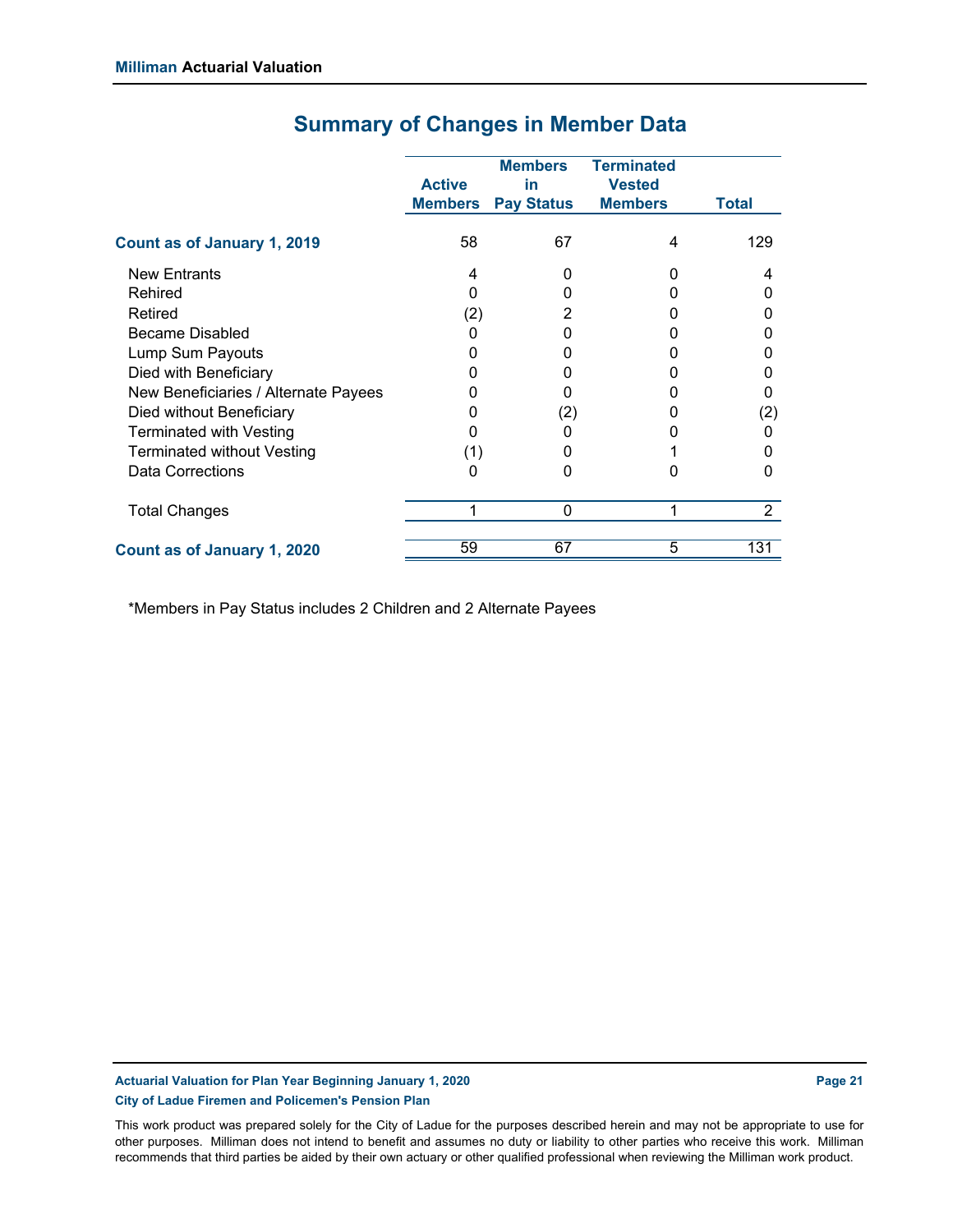# Summary of Changes in Member Data

| | Active Members | Members in Pay Status | Terminated Vested Members | Total |
|---|---|---|---|---|
| **Count as of January 1, 2019** | 58 | 67 | 4 | 129 |
| New Entrants | 4 | 0 | 0 | 4 |
| Rehired | 0 | 0 | 0 | 0 |
| Retired | (2) | 2 | 0 | 0 |
| Became Disabled | 0 | 0 | 0 | 0 |
| Lump Sum Payouts | 0 | 0 | 0 | 0 |
| Died with Beneficiary | 0 | 0 | 0 | 0 |
| New Beneficiaries / Alternate Payees | 0 | 0 | 0 | 0 |
| Died without Beneficiary | 0 | (2) | 0 | (2) |
| Terminated with Vesting | 0 | 0 | 0 | 0 |
| Terminated without Vesting | (1) | 0 | 1 | 0 |
| Data Corrections | 0 | 0 | 0 | 0 |
| Total Changes | 1 | 0 | 1 | 2 |
| **Count as of January 1, 2020** | 59 | 67 | 5 | 131 |

*Members in Pay Status includes 2 Children and 2 Alternate Payees

This work product was prepared solely for the City of Ladue for the purposes described herein and may not be appropriate to use for other purposes. Milliman does not intend to benefit and assumes no duty or liability to other parties who receive this work. Milliman recommends that third parties be aided by their own actuary or other qualified professional when reviewing the Milliman work product.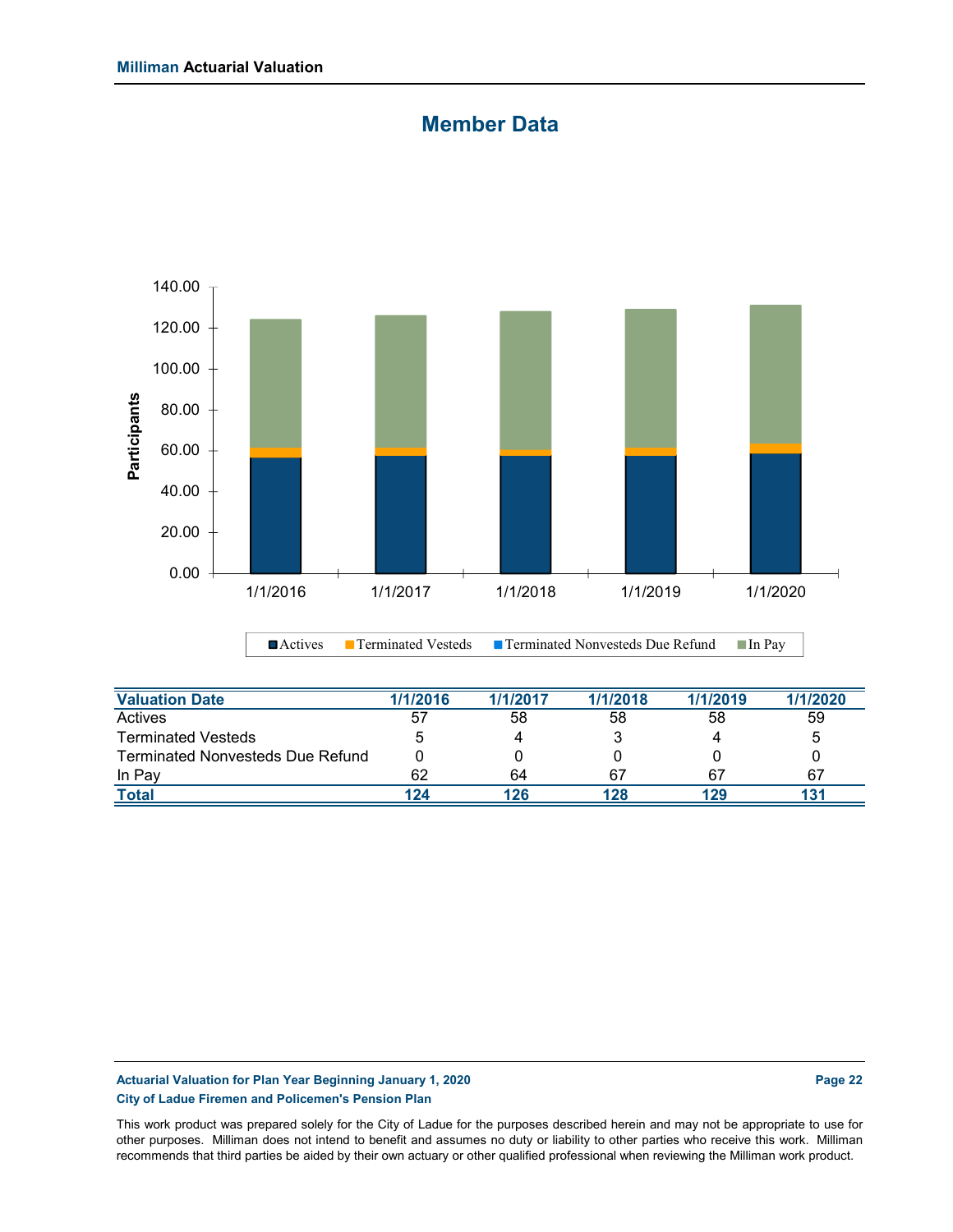# Member Data

| Valuation Date | 1/1/2016 | 1/1/2017 | 1/1/2018 | 1/1/2019 | 1/1/2020 |
|---|---|---|---|---|---|
| Actives | 57 | 58 | 58 | 58 | 59 |
| Terminated Vesteds | 5 | 4 | 3 | 4 | 5 |
| Terminated Nonvesteds Due Refund | 0 | 0 | 0 | 0 | 0 |
| In Pay | 62 | 64 | 67 | 67 | 67 |
| **Total** | **124** | **126** | **128** | **129** | **131** |

This work product was prepared solely for the City of Ladue for the purposes described herein and may not be appropriate to use for other purposes. Milliman does not intend to benefit and assumes no duty or liability to other parties who receive this work. Milliman recommends that third parties be aided by their own actuary or other qualified professional when reviewing the Milliman work product.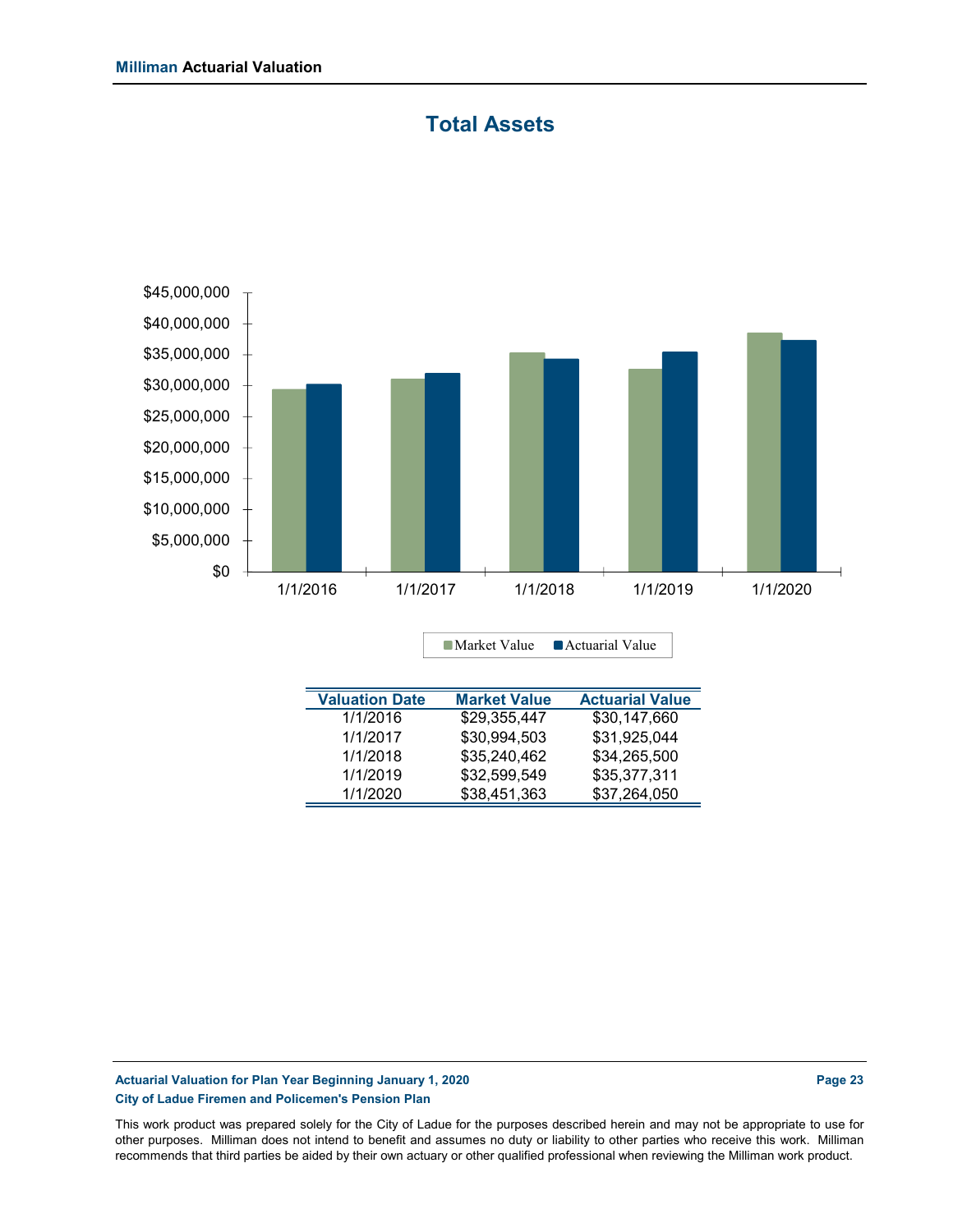# Total Assets

| Valuation Date | Market Value | Actuarial Value |
|---|---|---|
| 1/1/2016 | $29,355,447 | $30,147,660 |
| 1/1/2017 | $30,994,503 | $31,925,044 |
| 1/1/2018 | $35,240,462 | $34,265,500 |
| 1/1/2019 | $32,599,549 | $35,377,311 |
| 1/1/2020 | $38,451,363 | $37,264,050 |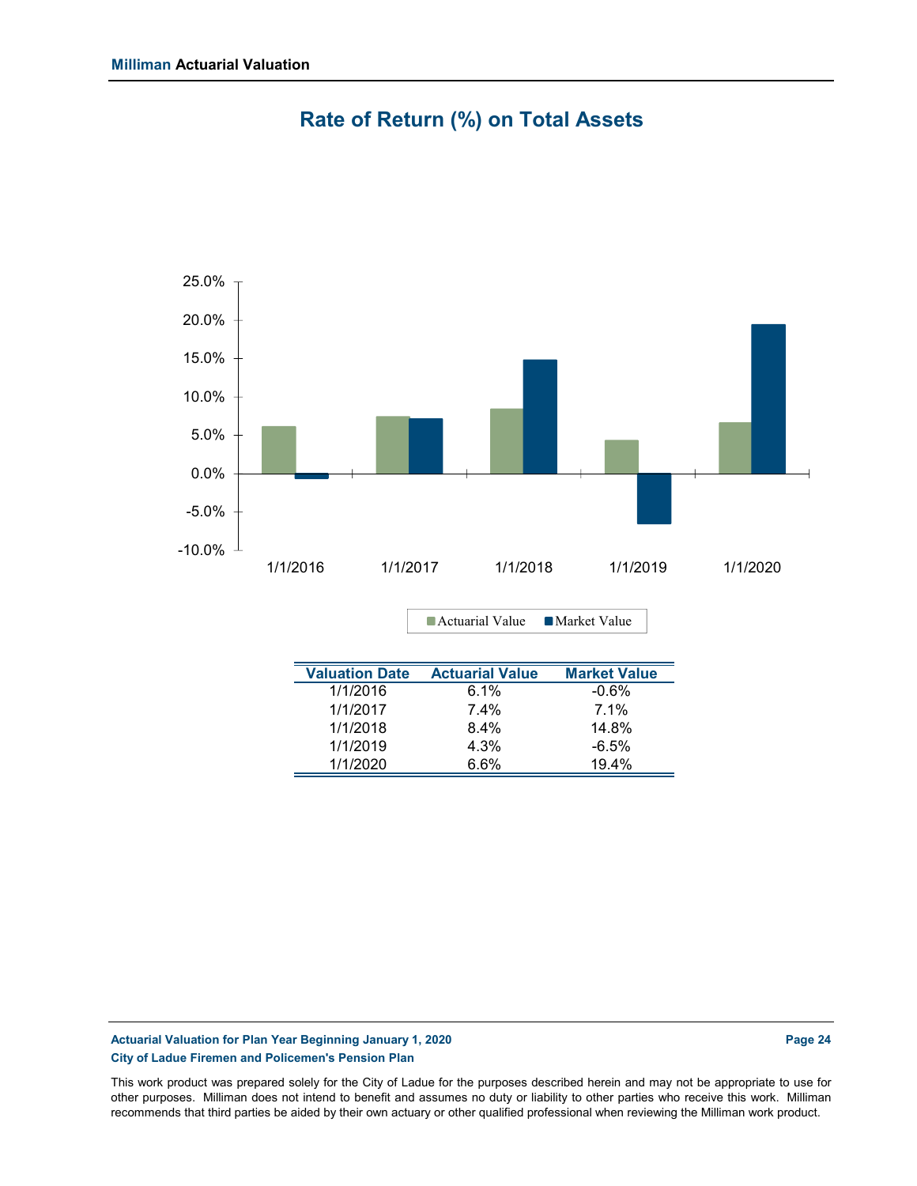# Rate of Return (%) on Total Assets

| Valuation Date | Actuarial Value | Market Value |
|---|---|---|
| 1/1/2016 | 6.1% | -0.6% |
| 1/1/2017 | 7.4% | 7.1% |
| 1/1/2018 | 8.4% | 14.8% |
| 1/1/2019 | 4.3% | -6.5% |
| 1/1/2020 | 6.6% | 19.4% |

This work product was prepared solely for the City of Ladue for the purposes described herein and may not be appropriate to use for other purposes. Milliman does not intend to benefit and assumes no duty or liability to other parties who receive this work. Milliman recommends that third parties be aided by their own actuary or other qualified professional when reviewing the Milliman work product.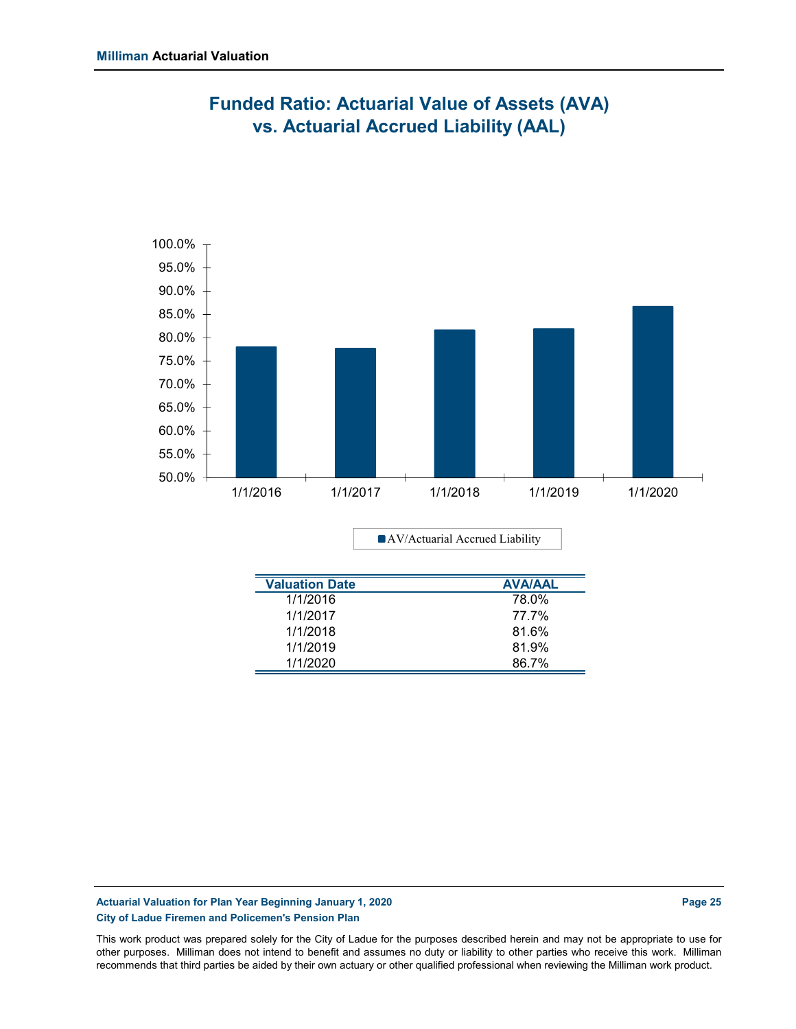# Funded Ratio: Actuarial Value of Assets (AVA) vs. Actuarial Accrued Liability (AAL)

| Valuation Date | AVA/AAL |
|---|---|
| 1/1/2016 | 78.0% |
| 1/1/2017 | 77.7% |
| 1/1/2018 | 81.6% |
| 1/1/2019 | 81.9% |
| 1/1/2020 | 86.7% |

This work product was prepared solely for the City of Ladue for the purposes described herein and may not be appropriate to use for other purposes. Milliman does not intend to benefit and assumes no duty or liability to other parties who receive this work. Milliman recommends that third parties be aided by their own actuary or other qualified professional when reviewing the Milliman work product.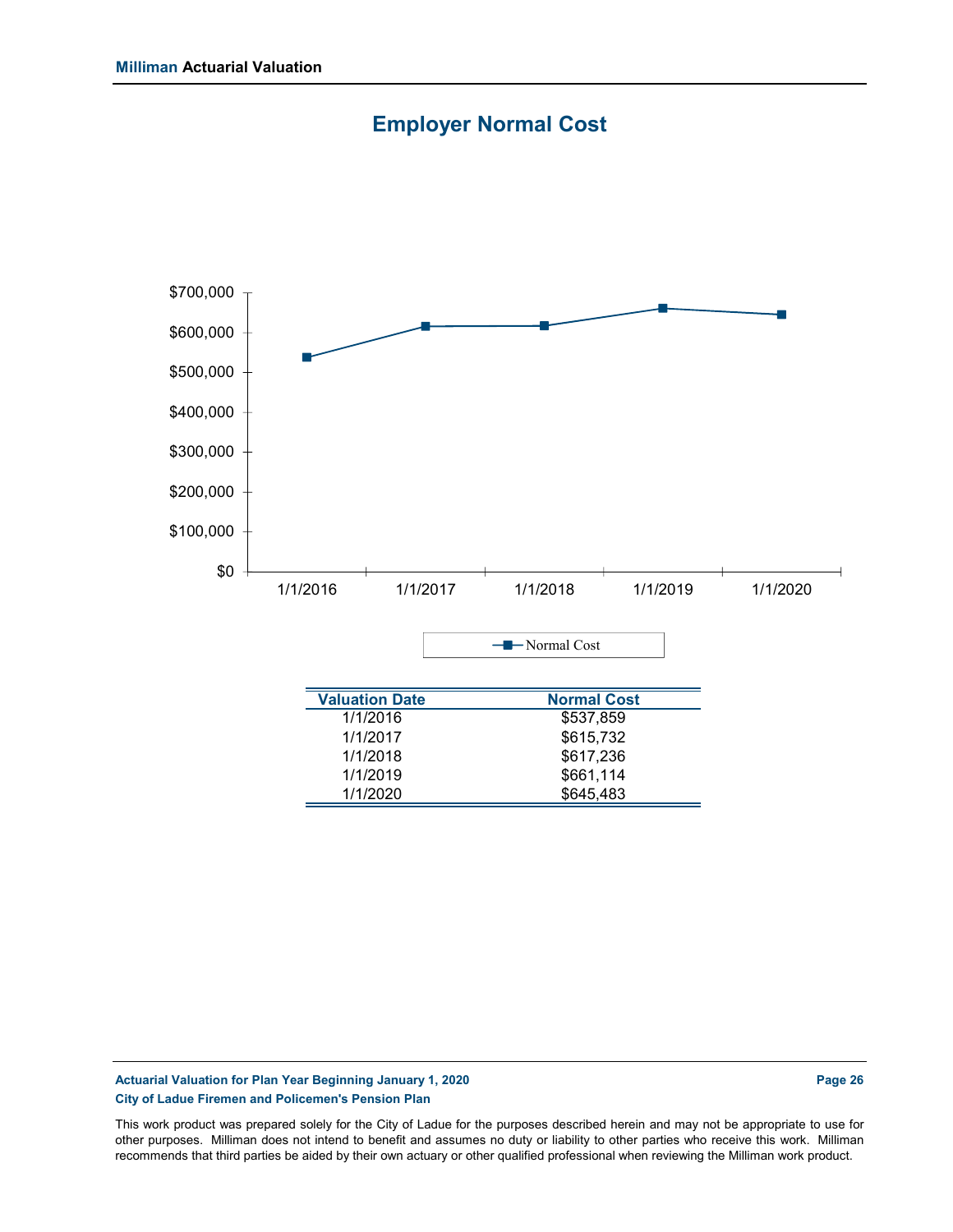# Employer Normal Cost

| Valuation Date | Normal Cost |
|---|---|
| 1/1/2016 | $537,859 |
| 1/1/2017 | $615,732 |
| 1/1/2018 | $617,236 |
| 1/1/2019 | $661,114 |
| 1/1/2020 | $645,483 |

This work product was prepared solely for the City of Ladue for the purposes described herein and may not be appropriate to use for other purposes. Milliman does not intend to benefit and assumes no duty or liability to other parties who receive this work. Milliman recommends that third parties be aided by their own actuary or other qualified professional when reviewing the Milliman work product.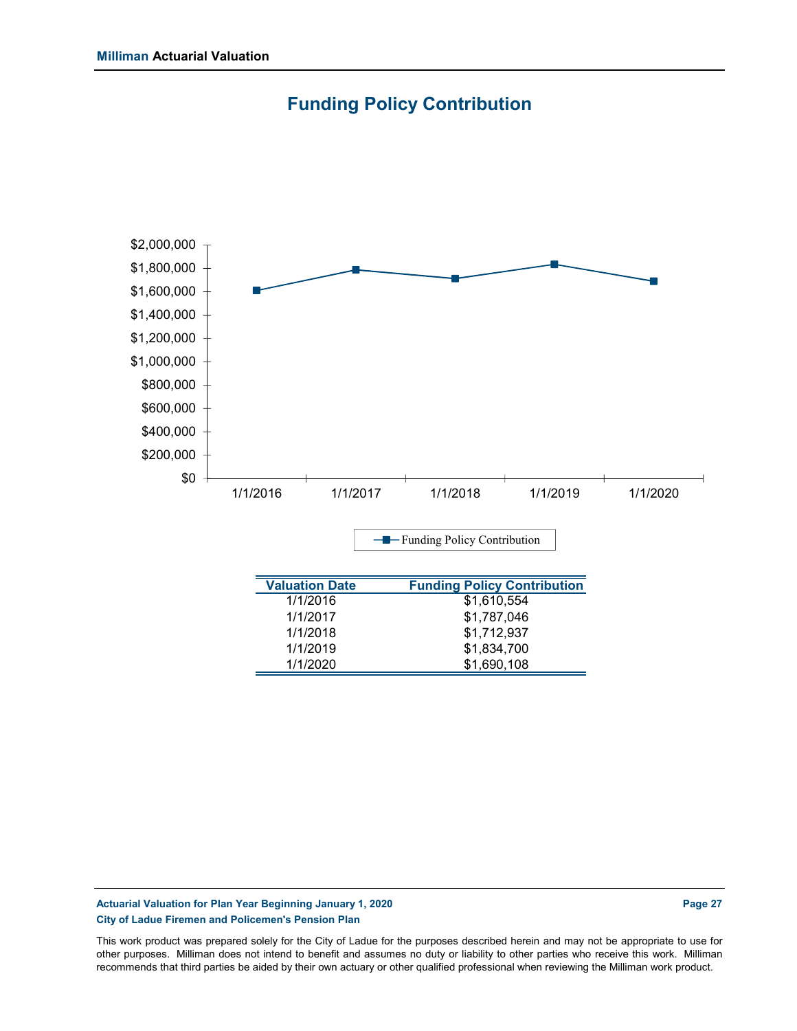# Funding Policy Contribution

| Valuation Date | Funding Policy Contribution |
|---|---|
| 1/1/2016 | $1,610,554 |
| 1/1/2017 | $1,787,046 |
| 1/1/2018 | $1,712,937 |
| 1/1/2019 | $1,834,700 |
| 1/1/2020 | $1,690,108 |

This work product was prepared solely for the City of Ladue for the purposes described herein and may not be appropriate to use for other purposes. Milliman does not intend to benefit and assumes no duty or liability to other parties who receive this work. Milliman recommends that third parties be aided by their own actuary or other qualified professional when reviewing the Milliman work product.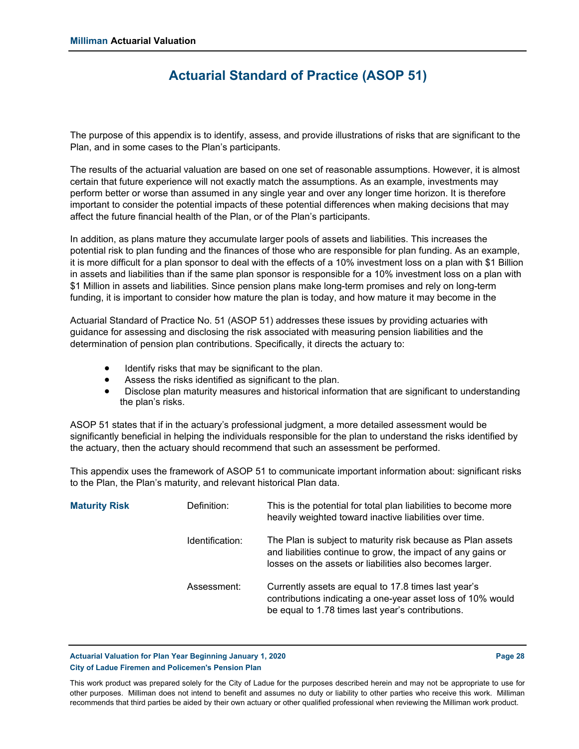# Actuarial Standard of Practice (ASOP 51)

The purpose of this appendix is to identify, assess, and provide illustrations of risks that are significant to the Plan, and in some cases to the Plan's participants.

The results of the actuarial valuation are based on one set of reasonable assumptions. However, it is almost certain that future experience will not exactly match the assumptions. As an example, investments may perform better or worse than assumed in any single year and over any longer time horizon. It is therefore important to consider the potential impacts of these potential differences when making decisions that may affect the future financial health of the Plan, or of the Plan's participants.

In addition, as plans mature they accumulate larger pools of assets and liabilities. This increases the potential risk to plan funding and the finances of those who are responsible for plan funding. As an example, it is more difficult for a plan sponsor to deal with the effects of a 10% investment loss on a plan with $1 Billion in assets and liabilities than if the same plan sponsor is responsible for a 10% investment loss on a plan with $1 Million in assets and liabilities. Since pension plans make long-term promises and rely on long-term funding, it is important to consider how mature the plan is today, and how mature it may become in the

Actuarial Standard of Practice No. 51 (ASOP 51) addresses these issues by providing actuaries with guidance for assessing and disclosing the risk associated with measuring pension liabilities and the determination of pension plan contributions. Specifically, it directs the actuary to:

- Identify risks that may be significant to the plan.
- Assess the risks identified as significant to the plan.
- Disclose plan maturity measures and historical information that are significant to understanding the plan's risks.

ASOP 51 states that if in the actuary's professional judgment, a more detailed assessment would be significantly beneficial in helping the individuals responsible for the plan to understand the risks identified by the actuary, then the actuary should recommend that such an assessment be performed.

This appendix uses the framework of ASOP 51 to communicate important information about: significant risks to the Plan, the Plan's maturity, and relevant historical Plan data.

| | | |
|---|---|---|
| **Maturity Risk** | Definition: | This is the potential for total plan liabilities to become more heavily weighted toward inactive liabilities over time. |
| | Identification: | The Plan is subject to maturity risk because as Plan assets and liabilities continue to grow, the impact of any gains or losses on the assets or liabilities also becomes larger. |
| | Assessment: | Currently assets are equal to 17.8 times last year's contributions indicating a one-year asset loss of 10% would be equal to 1.78 times last year's contributions. |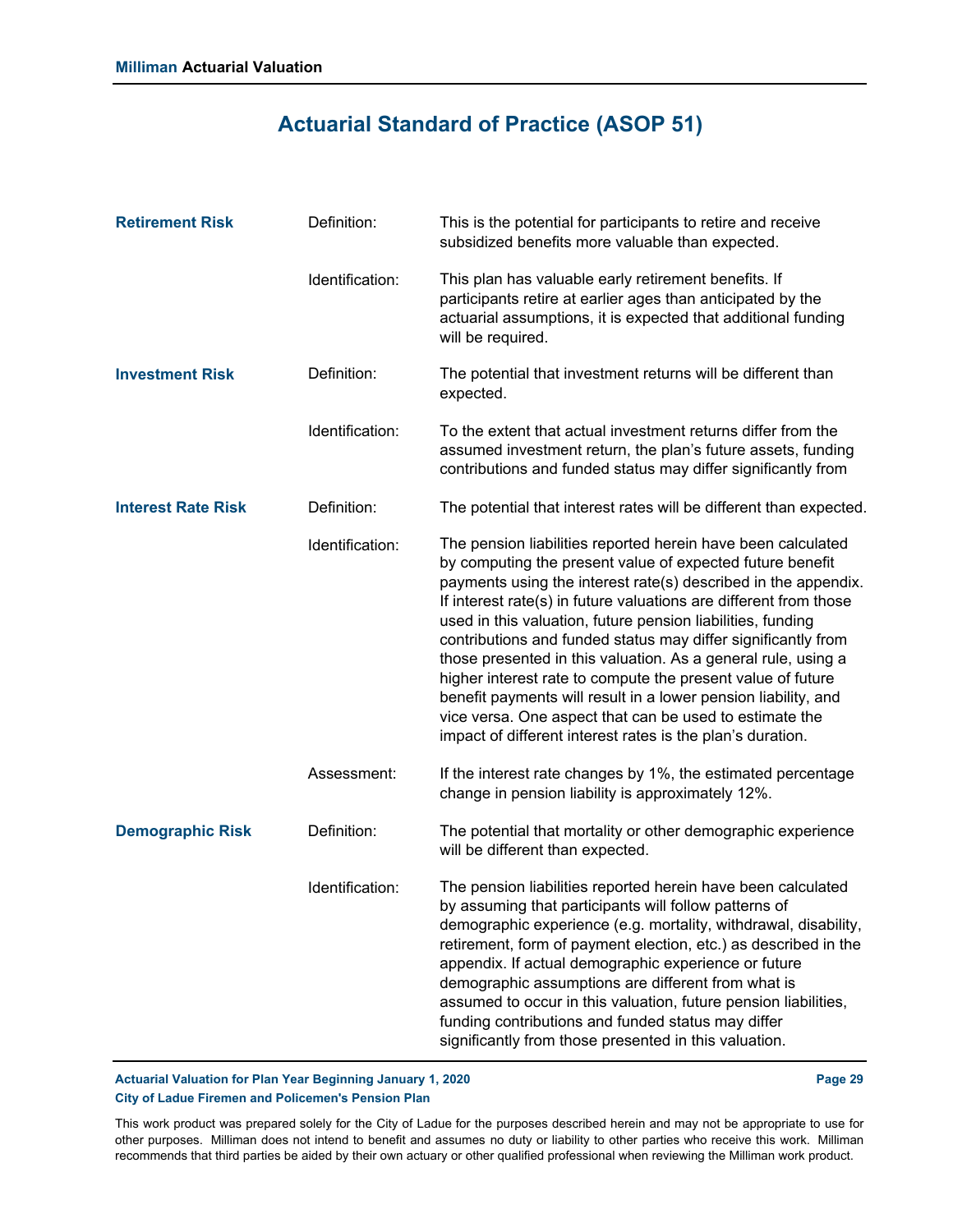# Actuarial Standard of Practice (ASOP 51)

| | | |
|---|---|---|
| **Retirement Risk** | Definition: | This is the potential for participants to retire and receive subsidized benefits more valuable than expected. |
| | Identification: | This plan has valuable early retirement benefits. If participants retire at earlier ages than anticipated by the actuarial assumptions, it is expected that additional funding will be required. |
| **Investment Risk** | Definition: | The potential that investment returns will be different than expected. |
| | Identification: | To the extent that actual investment returns differ from the assumed investment return, the plan's future assets, funding contributions and funded status may differ significantly from |
| **Interest Rate Risk** | Definition: | The potential that interest rates will be different than expected. |
| | Identification: | The pension liabilities reported herein have been calculated by computing the present value of expected future benefit payments using the interest rate(s) described in the appendix. If interest rate(s) in future valuations are different from those used in this valuation, future pension liabilities, funding contributions and funded status may differ significantly from those presented in this valuation. As a general rule, using a higher interest rate to compute the present value of future benefit payments will result in a lower pension liability, and vice versa. One aspect that can be used to estimate the impact of different interest rates is the plan's duration. |
| | Assessment: | If the interest rate changes by 1%, the estimated percentage change in pension liability is approximately 12%. |
| **Demographic Risk** | Definition: | The potential that mortality or other demographic experience will be different than expected. |
| | Identification: | The pension liabilities reported herein have been calculated by assuming that participants will follow patterns of demographic experience (e.g. mortality, withdrawal, disability, retirement, form of payment election, etc.) as described in the appendix. If actual demographic experience or future demographic assumptions are different from what is assumed to occur in this valuation, future pension liabilities, funding contributions and funded status may differ significantly from those presented in this valuation. |

This work product was prepared solely for the City of Ladue for the purposes described herein and may not be appropriate to use for other purposes. Milliman does not intend to benefit and assumes no duty or liability to other parties who receive this work. Milliman recommends that third parties be aided by their own actuary or other qualified professional when reviewing the Milliman work product.